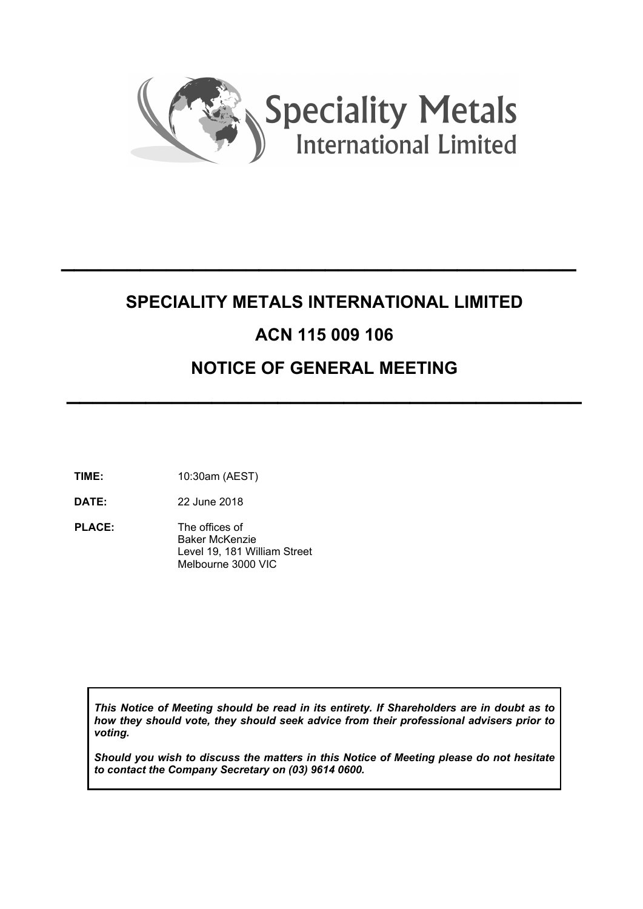Speciality Metals International Limited

# SPECIALITY METALS INTERNATIONAL LIMITED

# ACN 115 009 106

# NOTICE OF GENERAL MEETING

**TIME:** 10:30am (AEST)

**DATE:** 22 June 2018

**PLACE:** The offices of
Baker McKenzie
Level 19, 181 William Street
Melbourne 3000 VIC

***This Notice of Meeting should be read in its entirety. If Shareholders are in doubt as to how they should vote, they should seek advice from their professional advisers prior to voting.***

***Should you wish to discuss the matters in this Notice of Meeting please do not hesitate to contact the Company Secretary on (03) 9614 0600.***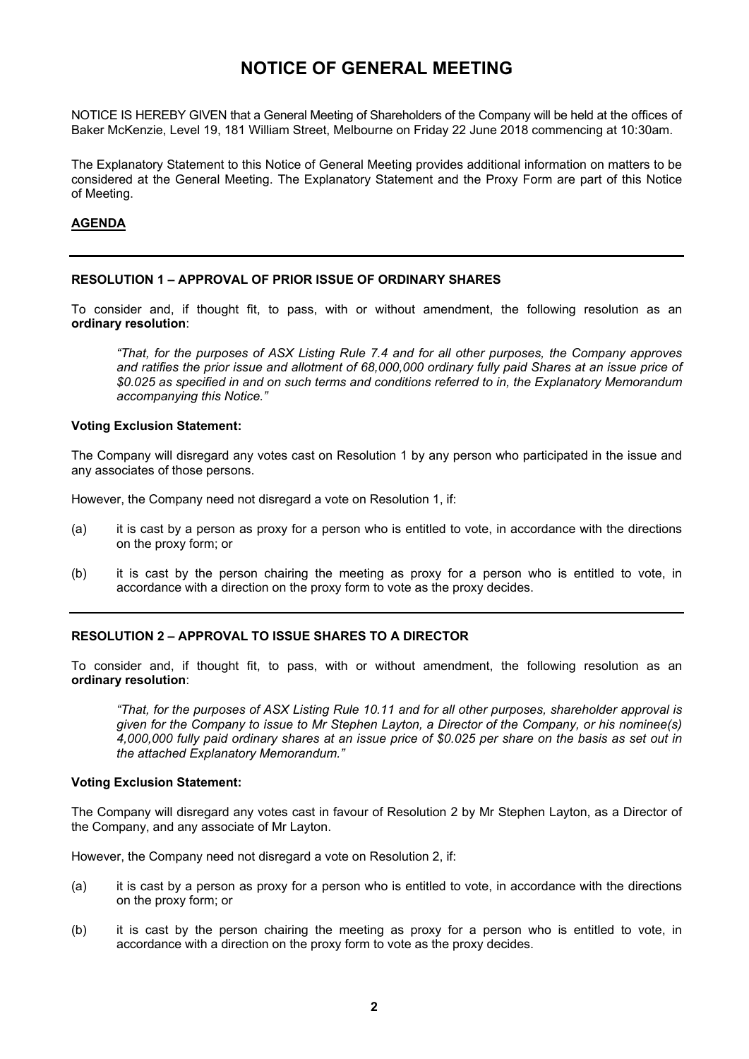# NOTICE OF GENERAL MEETING

NOTICE IS HEREBY GIVEN that a General Meeting of Shareholders of the Company will be held at the offices of Baker McKenzie, Level 19, 181 William Street, Melbourne on Friday 22 June 2018 commencing at 10:30am.

The Explanatory Statement to this Notice of General Meeting provides additional information on matters to be considered at the General Meeting. The Explanatory Statement and the Proxy Form are part of this Notice of Meeting.

## AGENDA

---

### RESOLUTION 1 – APPROVAL OF PRIOR ISSUE OF ORDINARY SHARES

To consider and, if thought fit, to pass, with or without amendment, the following resolution as an **ordinary resolution**:

> *"That, for the purposes of ASX Listing Rule 7.4 and for all other purposes, the Company approves and ratifies the prior issue and allotment of 68,000,000 ordinary fully paid Shares at an issue price of $0.025 as specified in and on such terms and conditions referred to in, the Explanatory Memorandum accompanying this Notice."*

**Voting Exclusion Statement:**

The Company will disregard any votes cast on Resolution 1 by any person who participated in the issue and any associates of those persons.

However, the Company need not disregard a vote on Resolution 1, if:

(a) it is cast by a person as proxy for a person who is entitled to vote, in accordance with the directions on the proxy form; or

(b) it is cast by the person chairing the meeting as proxy for a person who is entitled to vote, in accordance with a direction on the proxy form to vote as the proxy decides.

---

### RESOLUTION 2 – APPROVAL TO ISSUE SHARES TO A DIRECTOR

To consider and, if thought fit, to pass, with or without amendment, the following resolution as an **ordinary resolution**:

> *"That, for the purposes of ASX Listing Rule 10.11 and for all other purposes, shareholder approval is given for the Company to issue to Mr Stephen Layton, a Director of the Company, or his nominee(s) 4,000,000 fully paid ordinary shares at an issue price of $0.025 per share on the basis as set out in the attached Explanatory Memorandum."*

**Voting Exclusion Statement:**

The Company will disregard any votes cast in favour of Resolution 2 by Mr Stephen Layton, as a Director of the Company, and any associate of Mr Layton.

However, the Company need not disregard a vote on Resolution 2, if:

(a) it is cast by a person as proxy for a person who is entitled to vote, in accordance with the directions on the proxy form; or

(b) it is cast by the person chairing the meeting as proxy for a person who is entitled to vote, in accordance with a direction on the proxy form to vote as the proxy decides.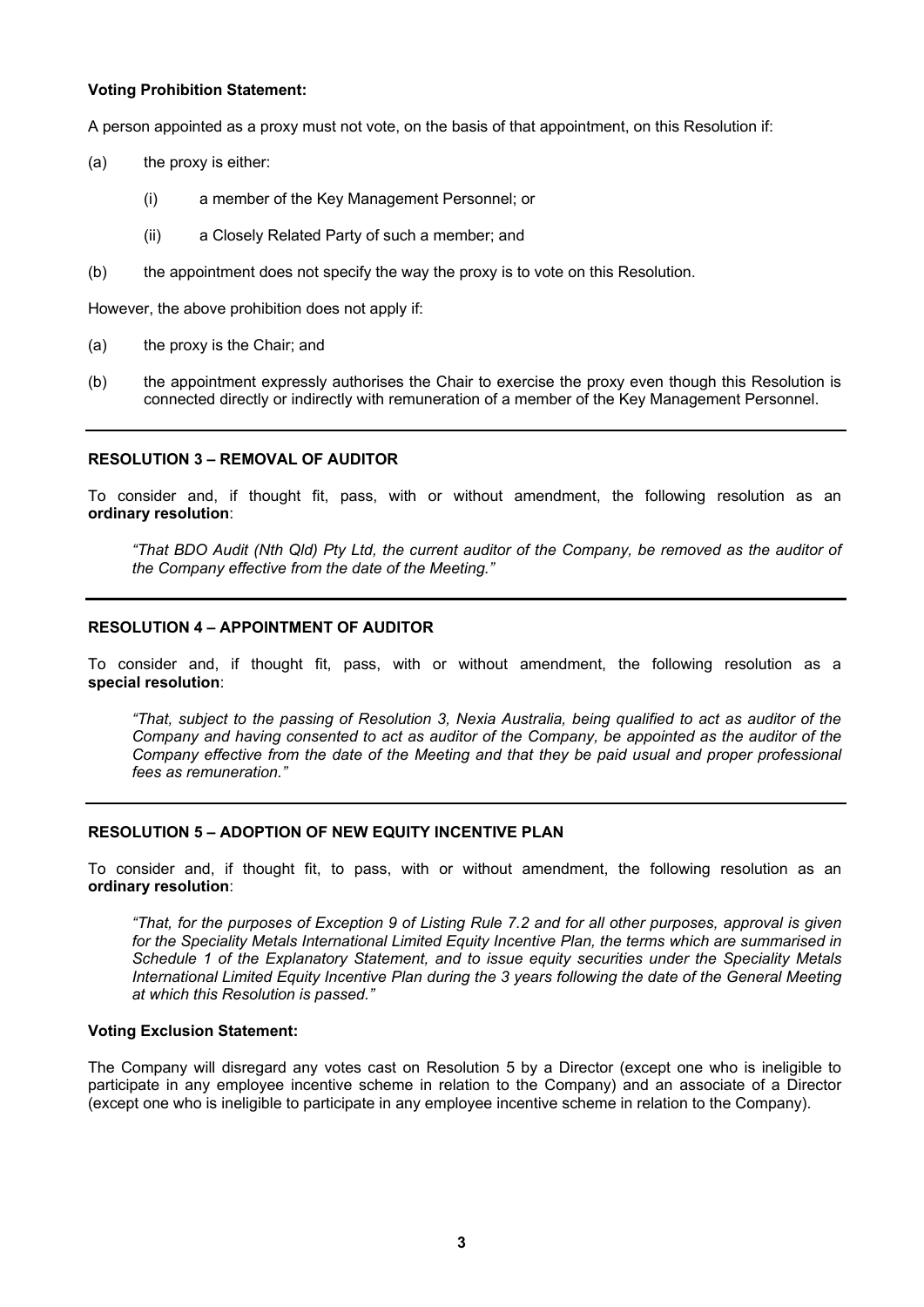**Voting Prohibition Statement:**

A person appointed as a proxy must not vote, on the basis of that appointment, on this Resolution if:

(a) the proxy is either:

  (i) a member of the Key Management Personnel; or

  (ii) a Closely Related Party of such a member; and

(b) the appointment does not specify the way the proxy is to vote on this Resolution.

However, the above prohibition does not apply if:

(a) the proxy is the Chair; and

(b) the appointment expressly authorises the Chair to exercise the proxy even though this Resolution is connected directly or indirectly with remuneration of a member of the Key Management Personnel.

---

**RESOLUTION 3 – REMOVAL OF AUDITOR**

To consider and, if thought fit, pass, with or without amendment, the following resolution as an **ordinary resolution**:

*"That BDO Audit (Nth Qld) Pty Ltd, the current auditor of the Company, be removed as the auditor of the Company effective from the date of the Meeting."*

---

**RESOLUTION 4 – APPOINTMENT OF AUDITOR**

To consider and, if thought fit, pass, with or without amendment, the following resolution as a **special resolution**:

*"That, subject to the passing of Resolution 3, Nexia Australia, being qualified to act as auditor of the Company and having consented to act as auditor of the Company, be appointed as the auditor of the Company effective from the date of the Meeting and that they be paid usual and proper professional fees as remuneration."*

---

**RESOLUTION 5 – ADOPTION OF NEW EQUITY INCENTIVE PLAN**

To consider and, if thought fit, to pass, with or without amendment, the following resolution as an **ordinary resolution**:

*"That, for the purposes of Exception 9 of Listing Rule 7.2 and for all other purposes, approval is given for the Speciality Metals International Limited Equity Incentive Plan, the terms which are summarised in Schedule 1 of the Explanatory Statement, and to issue equity securities under the Speciality Metals International Limited Equity Incentive Plan during the 3 years following the date of the General Meeting at which this Resolution is passed."*

**Voting Exclusion Statement:**

The Company will disregard any votes cast on Resolution 5 by a Director (except one who is ineligible to participate in any employee incentive scheme in relation to the Company) and an associate of a Director (except one who is ineligible to participate in any employee incentive scheme in relation to the Company).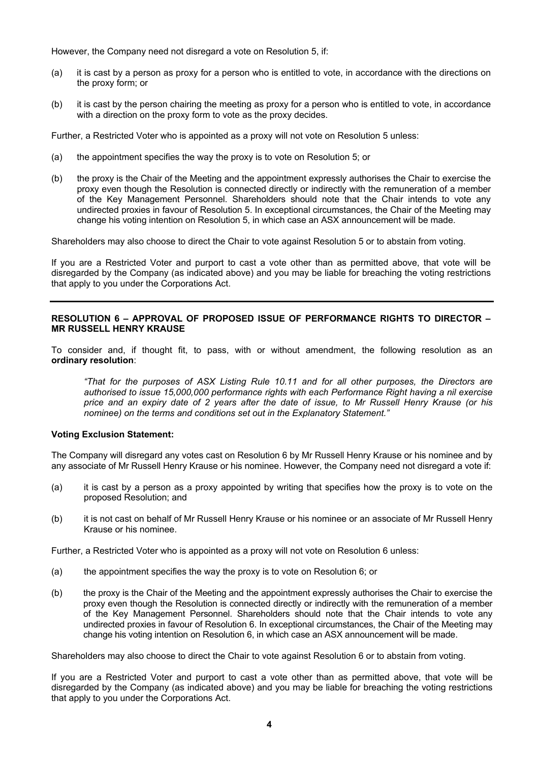However, the Company need not disregard a vote on Resolution 5, if:

(a) it is cast by a person as proxy for a person who is entitled to vote, in accordance with the directions on the proxy form; or

(b) it is cast by the person chairing the meeting as proxy for a person who is entitled to vote, in accordance with a direction on the proxy form to vote as the proxy decides.

Further, a Restricted Voter who is appointed as a proxy will not vote on Resolution 5 unless:

(a) the appointment specifies the way the proxy is to vote on Resolution 5; or

(b) the proxy is the Chair of the Meeting and the appointment expressly authorises the Chair to exercise the proxy even though the Resolution is connected directly or indirectly with the remuneration of a member of the Key Management Personnel. Shareholders should note that the Chair intends to vote any undirected proxies in favour of Resolution 5. In exceptional circumstances, the Chair of the Meeting may change his voting intention on Resolution 5, in which case an ASX announcement will be made.

Shareholders may also choose to direct the Chair to vote against Resolution 5 or to abstain from voting.

If you are a Restricted Voter and purport to cast a vote other than as permitted above, that vote will be disregarded by the Company (as indicated above) and you may be liable for breaching the voting restrictions that apply to you under the Corporations Act.

---

**RESOLUTION 6 – APPROVAL OF PROPOSED ISSUE OF PERFORMANCE RIGHTS TO DIRECTOR – MR RUSSELL HENRY KRAUSE**

To consider and, if thought fit, to pass, with or without amendment, the following resolution as an **ordinary resolution**:

> *"That for the purposes of ASX Listing Rule 10.11 and for all other purposes, the Directors are authorised to issue 15,000,000 performance rights with each Performance Right having a nil exercise price and an expiry date of 2 years after the date of issue, to Mr Russell Henry Krause (or his nominee) on the terms and conditions set out in the Explanatory Statement."*

**Voting Exclusion Statement:**

The Company will disregard any votes cast on Resolution 6 by Mr Russell Henry Krause or his nominee and by any associate of Mr Russell Henry Krause or his nominee. However, the Company need not disregard a vote if:

(a) it is cast by a person as a proxy appointed by writing that specifies how the proxy is to vote on the proposed Resolution; and

(b) it is not cast on behalf of Mr Russell Henry Krause or his nominee or an associate of Mr Russell Henry Krause or his nominee.

Further, a Restricted Voter who is appointed as a proxy will not vote on Resolution 6 unless:

(a) the appointment specifies the way the proxy is to vote on Resolution 6; or

(b) the proxy is the Chair of the Meeting and the appointment expressly authorises the Chair to exercise the proxy even though the Resolution is connected directly or indirectly with the remuneration of a member of the Key Management Personnel. Shareholders should note that the Chair intends to vote any undirected proxies in favour of Resolution 6. In exceptional circumstances, the Chair of the Meeting may change his voting intention on Resolution 6, in which case an ASX announcement will be made.

Shareholders may also choose to direct the Chair to vote against Resolution 6 or to abstain from voting.

If you are a Restricted Voter and purport to cast a vote other than as permitted above, that vote will be disregarded by the Company (as indicated above) and you may be liable for breaching the voting restrictions that apply to you under the Corporations Act.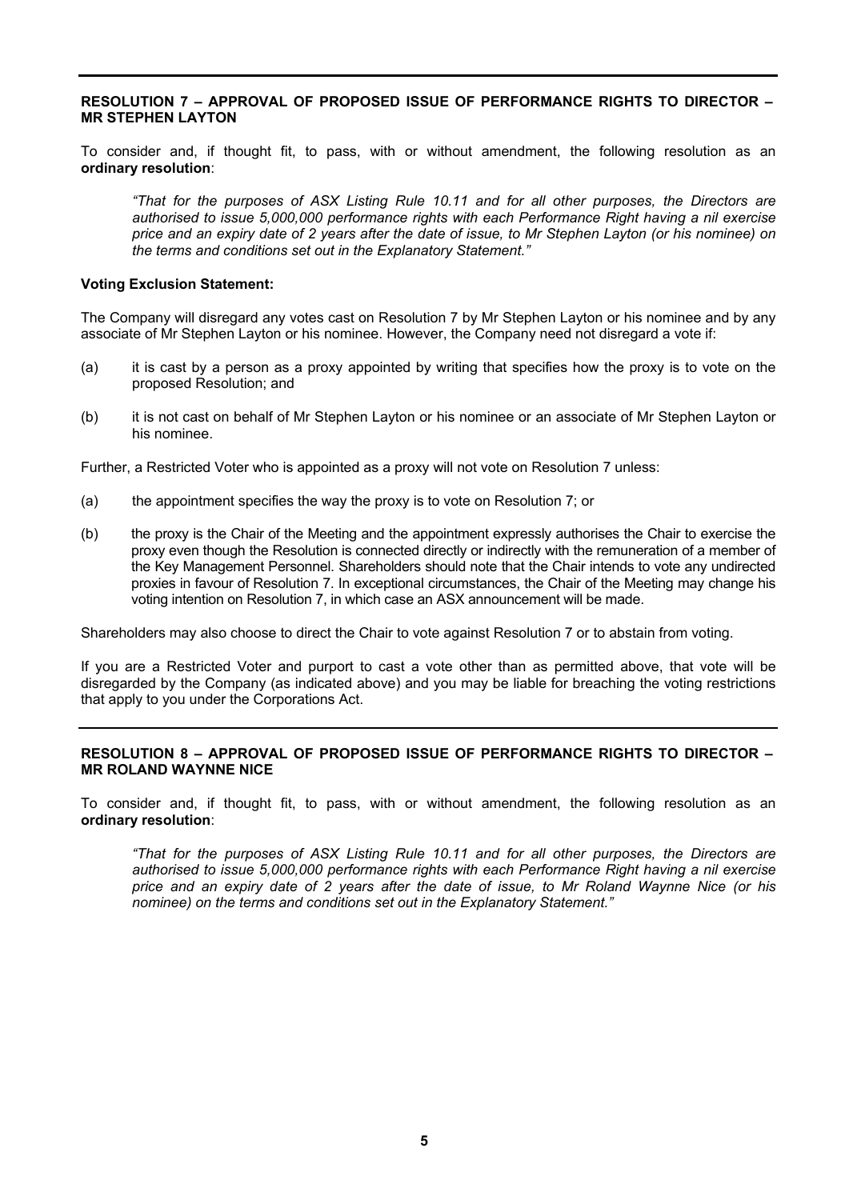## RESOLUTION 7 – APPROVAL OF PROPOSED ISSUE OF PERFORMANCE RIGHTS TO DIRECTOR – MR STEPHEN LAYTON

To consider and, if thought fit, to pass, with or without amendment, the following resolution as an **ordinary resolution**:

> *"That for the purposes of ASX Listing Rule 10.11 and for all other purposes, the Directors are authorised to issue 5,000,000 performance rights with each Performance Right having a nil exercise price and an expiry date of 2 years after the date of issue, to Mr Stephen Layton (or his nominee) on the terms and conditions set out in the Explanatory Statement."*

**Voting Exclusion Statement:**

The Company will disregard any votes cast on Resolution 7 by Mr Stephen Layton or his nominee and by any associate of Mr Stephen Layton or his nominee. However, the Company need not disregard a vote if:

(a) it is cast by a person as a proxy appointed by writing that specifies how the proxy is to vote on the proposed Resolution; and

(b) it is not cast on behalf of Mr Stephen Layton or his nominee or an associate of Mr Stephen Layton or his nominee.

Further, a Restricted Voter who is appointed as a proxy will not vote on Resolution 7 unless:

(a) the appointment specifies the way the proxy is to vote on Resolution 7; or

(b) the proxy is the Chair of the Meeting and the appointment expressly authorises the Chair to exercise the proxy even though the Resolution is connected directly or indirectly with the remuneration of a member of the Key Management Personnel. Shareholders should note that the Chair intends to vote any undirected proxies in favour of Resolution 7. In exceptional circumstances, the Chair of the Meeting may change his voting intention on Resolution 7, in which case an ASX announcement will be made.

Shareholders may also choose to direct the Chair to vote against Resolution 7 or to abstain from voting.

If you are a Restricted Voter and purport to cast a vote other than as permitted above, that vote will be disregarded by the Company (as indicated above) and you may be liable for breaching the voting restrictions that apply to you under the Corporations Act.

## RESOLUTION 8 – APPROVAL OF PROPOSED ISSUE OF PERFORMANCE RIGHTS TO DIRECTOR – MR ROLAND WAYNNE NICE

To consider and, if thought fit, to pass, with or without amendment, the following resolution as an **ordinary resolution**:

> *"That for the purposes of ASX Listing Rule 10.11 and for all other purposes, the Directors are authorised to issue 5,000,000 performance rights with each Performance Right having a nil exercise price and an expiry date of 2 years after the date of issue, to Mr Roland Waynne Nice (or his nominee) on the terms and conditions set out in the Explanatory Statement."*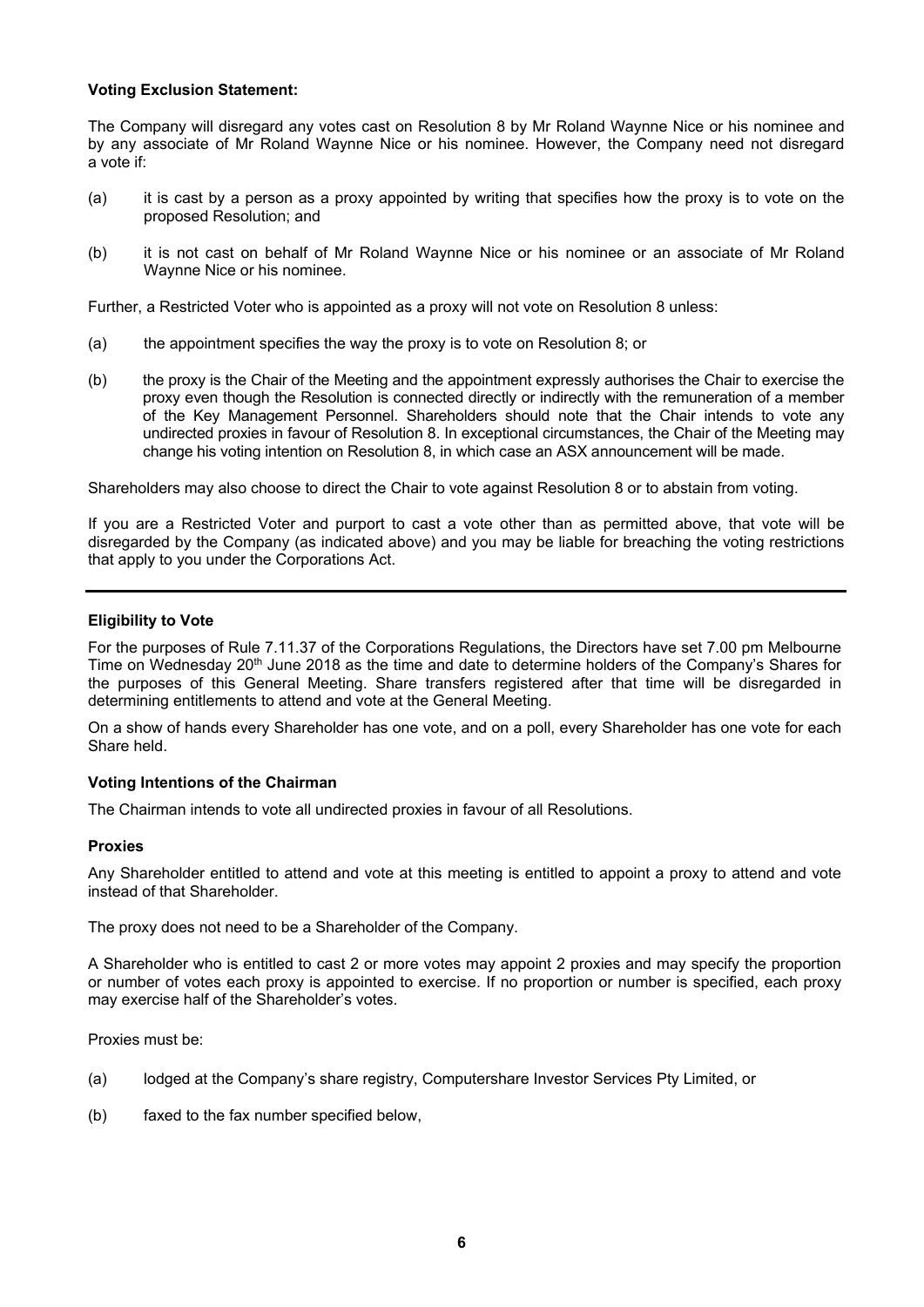**Voting Exclusion Statement:**

The Company will disregard any votes cast on Resolution 8 by Mr Roland Waynne Nice or his nominee and by any associate of Mr Roland Waynne Nice or his nominee. However, the Company need not disregard a vote if:

(a) it is cast by a person as a proxy appointed by writing that specifies how the proxy is to vote on the proposed Resolution; and

(b) it is not cast on behalf of Mr Roland Waynne Nice or his nominee or an associate of Mr Roland Waynne Nice or his nominee.

Further, a Restricted Voter who is appointed as a proxy will not vote on Resolution 8 unless:

(a) the appointment specifies the way the proxy is to vote on Resolution 8; or

(b) the proxy is the Chair of the Meeting and the appointment expressly authorises the Chair to exercise the proxy even though the Resolution is connected directly or indirectly with the remuneration of a member of the Key Management Personnel. Shareholders should note that the Chair intends to vote any undirected proxies in favour of Resolution 8. In exceptional circumstances, the Chair of the Meeting may change his voting intention on Resolution 8, in which case an ASX announcement will be made.

Shareholders may also choose to direct the Chair to vote against Resolution 8 or to abstain from voting.

If you are a Restricted Voter and purport to cast a vote other than as permitted above, that vote will be disregarded by the Company (as indicated above) and you may be liable for breaching the voting restrictions that apply to you under the Corporations Act.

---

**Eligibility to Vote**

For the purposes of Rule 7.11.37 of the Corporations Regulations, the Directors have set 7.00 pm Melbourne Time on Wednesday 20th June 2018 as the time and date to determine holders of the Company's Shares for the purposes of this General Meeting. Share transfers registered after that time will be disregarded in determining entitlements to attend and vote at the General Meeting.

On a show of hands every Shareholder has one vote, and on a poll, every Shareholder has one vote for each Share held.

**Voting Intentions of the Chairman**

The Chairman intends to vote all undirected proxies in favour of all Resolutions.

**Proxies**

Any Shareholder entitled to attend and vote at this meeting is entitled to appoint a proxy to attend and vote instead of that Shareholder.

The proxy does not need to be a Shareholder of the Company.

A Shareholder who is entitled to cast 2 or more votes may appoint 2 proxies and may specify the proportion or number of votes each proxy is appointed to exercise. If no proportion or number is specified, each proxy may exercise half of the Shareholder's votes.

Proxies must be:

(a) lodged at the Company's share registry, Computershare Investor Services Pty Limited, or

(b) faxed to the fax number specified below,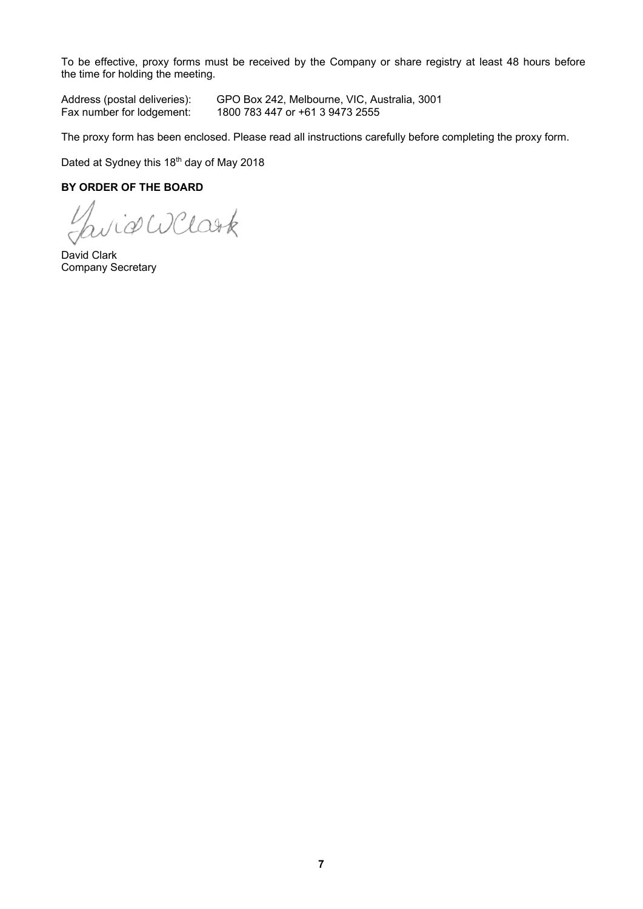To be effective, proxy forms must be received by the Company or share registry at least 48 hours before the time for holding the meeting.

Address (postal deliveries): GPO Box 242, Melbourne, VIC, Australia, 3001
Fax number for lodgement: 1800 783 447 or +61 3 9473 2555

The proxy form has been enclosed. Please read all instructions carefully before completing the proxy form.

Dated at Sydney this 18th day of May 2018

**BY ORDER OF THE BOARD**

David Clark
Company Secretary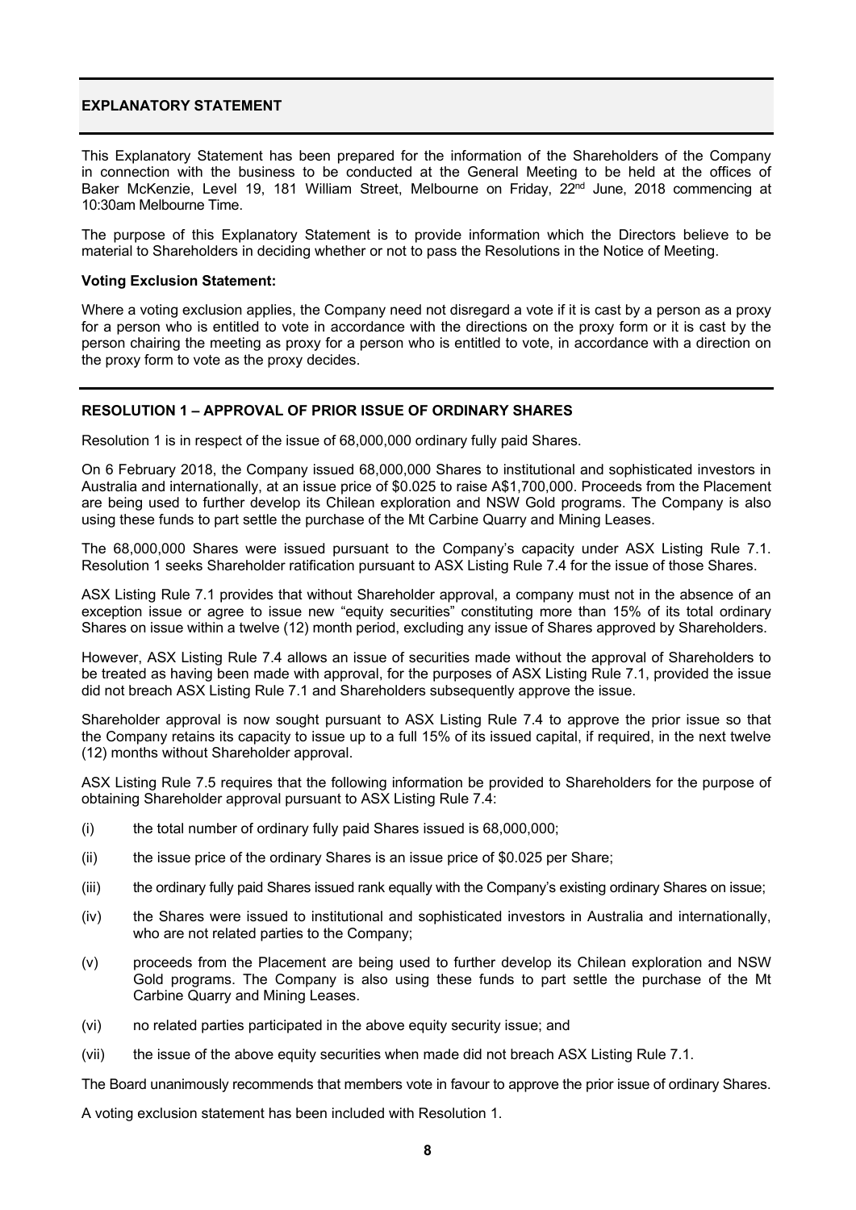## EXPLANATORY STATEMENT

This Explanatory Statement has been prepared for the information of the Shareholders of the Company in connection with the business to be conducted at the General Meeting to be held at the offices of Baker McKenzie, Level 19, 181 William Street, Melbourne on Friday, 22nd June, 2018 commencing at 10:30am Melbourne Time.

The purpose of this Explanatory Statement is to provide information which the Directors believe to be material to Shareholders in deciding whether or not to pass the Resolutions in the Notice of Meeting.

**Voting Exclusion Statement:**

Where a voting exclusion applies, the Company need not disregard a vote if it is cast by a person as a proxy for a person who is entitled to vote in accordance with the directions on the proxy form or it is cast by the person chairing the meeting as proxy for a person who is entitled to vote, in accordance with a direction on the proxy form to vote as the proxy decides.

### RESOLUTION 1 – APPROVAL OF PRIOR ISSUE OF ORDINARY SHARES

Resolution 1 is in respect of the issue of 68,000,000 ordinary fully paid Shares.

On 6 February 2018, the Company issued 68,000,000 Shares to institutional and sophisticated investors in Australia and internationally, at an issue price of $0.025 to raise A$1,700,000. Proceeds from the Placement are being used to further develop its Chilean exploration and NSW Gold programs. The Company is also using these funds to part settle the purchase of the Mt Carbine Quarry and Mining Leases.

The 68,000,000 Shares were issued pursuant to the Company's capacity under ASX Listing Rule 7.1. Resolution 1 seeks Shareholder ratification pursuant to ASX Listing Rule 7.4 for the issue of those Shares.

ASX Listing Rule 7.1 provides that without Shareholder approval, a company must not in the absence of an exception issue or agree to issue new "equity securities" constituting more than 15% of its total ordinary Shares on issue within a twelve (12) month period, excluding any issue of Shares approved by Shareholders.

However, ASX Listing Rule 7.4 allows an issue of securities made without the approval of Shareholders to be treated as having been made with approval, for the purposes of ASX Listing Rule 7.1, provided the issue did not breach ASX Listing Rule 7.1 and Shareholders subsequently approve the issue.

Shareholder approval is now sought pursuant to ASX Listing Rule 7.4 to approve the prior issue so that the Company retains its capacity to issue up to a full 15% of its issued capital, if required, in the next twelve (12) months without Shareholder approval.

ASX Listing Rule 7.5 requires that the following information be provided to Shareholders for the purpose of obtaining Shareholder approval pursuant to ASX Listing Rule 7.4:

(i) the total number of ordinary fully paid Shares issued is 68,000,000;

(ii) the issue price of the ordinary Shares is an issue price of $0.025 per Share;

(iii) the ordinary fully paid Shares issued rank equally with the Company's existing ordinary Shares on issue;

(iv) the Shares were issued to institutional and sophisticated investors in Australia and internationally, who are not related parties to the Company;

(v) proceeds from the Placement are being used to further develop its Chilean exploration and NSW Gold programs. The Company is also using these funds to part settle the purchase of the Mt Carbine Quarry and Mining Leases.

(vi) no related parties participated in the above equity security issue; and

(vii) the issue of the above equity securities when made did not breach ASX Listing Rule 7.1.

The Board unanimously recommends that members vote in favour to approve the prior issue of ordinary Shares.

A voting exclusion statement has been included with Resolution 1.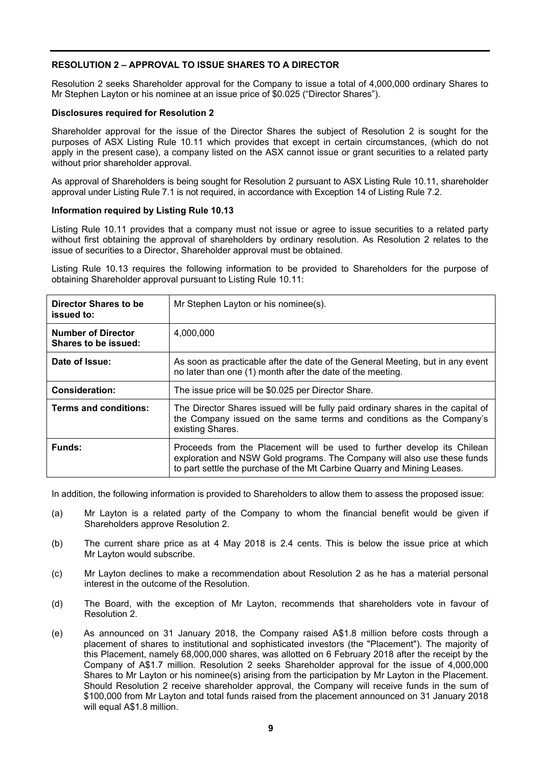## RESOLUTION 2 – APPROVAL TO ISSUE SHARES TO A DIRECTOR

Resolution 2 seeks Shareholder approval for the Company to issue a total of 4,000,000 ordinary Shares to Mr Stephen Layton or his nominee at an issue price of $0.025 ("Director Shares").

### Disclosures required for Resolution 2

Shareholder approval for the issue of the Director Shares the subject of Resolution 2 is sought for the purposes of ASX Listing Rule 10.11 which provides that except in certain circumstances, (which do not apply in the present case), a company listed on the ASX cannot issue or grant securities to a related party without prior shareholder approval.

As approval of Shareholders is being sought for Resolution 2 pursuant to ASX Listing Rule 10.11, shareholder approval under Listing Rule 7.1 is not required, in accordance with Exception 14 of Listing Rule 7.2.

### Information required by Listing Rule 10.13

Listing Rule 10.11 provides that a company must not issue or agree to issue securities to a related party without first obtaining the approval of shareholders by ordinary resolution. As Resolution 2 relates to the issue of securities to a Director, Shareholder approval must be obtained.

Listing Rule 10.13 requires the following information to be provided to Shareholders for the purpose of obtaining Shareholder approval pursuant to Listing Rule 10.11:

| **Director Shares to be issued to:** | Mr Stephen Layton or his nominee(s). |
|---|---|
| **Number of Director Shares to be issued:** | 4,000,000 |
| **Date of Issue:** | As soon as practicable after the date of the General Meeting, but in any event no later than one (1) month after the date of the meeting. |
| **Consideration:** | The issue price will be $0.025 per Director Share. |
| **Terms and conditions:** | The Director Shares issued will be fully paid ordinary shares in the capital of the Company issued on the same terms and conditions as the Company's existing Shares. |
| **Funds:** | Proceeds from the Placement will be used to further develop its Chilean exploration and NSW Gold programs. The Company will also use these funds to part settle the purchase of the Mt Carbine Quarry and Mining Leases. |

In addition, the following information is provided to Shareholders to allow them to assess the proposed issue:

(a) Mr Layton is a related party of the Company to whom the financial benefit would be given if Shareholders approve Resolution 2.

(b) The current share price as at 4 May 2018 is 2.4 cents. This is below the issue price at which Mr Layton would subscribe.

(c) Mr Layton declines to make a recommendation about Resolution 2 as he has a material personal interest in the outcome of the Resolution.

(d) The Board, with the exception of Mr Layton, recommends that shareholders vote in favour of Resolution 2.

(e) As announced on 31 January 2018, the Company raised A$1.8 million before costs through a placement of shares to institutional and sophisticated investors (the "Placement"). The majority of this Placement, namely 68,000,000 shares, was allotted on 6 February 2018 after the receipt by the Company of A$1.7 million. Resolution 2 seeks Shareholder approval for the issue of 4,000,000 Shares to Mr Layton or his nominee(s) arising from the participation by Mr Layton in the Placement. Should Resolution 2 receive shareholder approval, the Company will receive funds in the sum of $100,000 from Mr Layton and total funds raised from the placement announced on 31 January 2018 will equal A$1.8 million.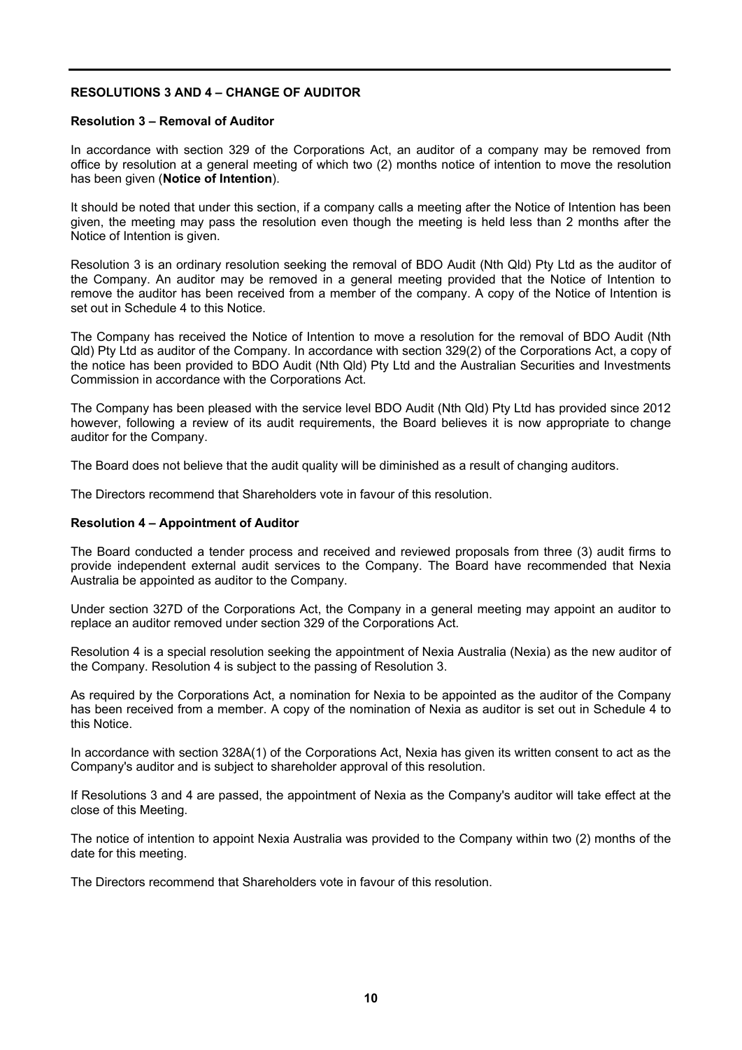## RESOLUTIONS 3 AND 4 – CHANGE OF AUDITOR

### Resolution 3 – Removal of Auditor

In accordance with section 329 of the Corporations Act, an auditor of a company may be removed from office by resolution at a general meeting of which two (2) months notice of intention to move the resolution has been given (**Notice of Intention**).

It should be noted that under this section, if a company calls a meeting after the Notice of Intention has been given, the meeting may pass the resolution even though the meeting is held less than 2 months after the Notice of Intention is given.

Resolution 3 is an ordinary resolution seeking the removal of BDO Audit (Nth Qld) Pty Ltd as the auditor of the Company. An auditor may be removed in a general meeting provided that the Notice of Intention to remove the auditor has been received from a member of the company. A copy of the Notice of Intention is set out in Schedule 4 to this Notice.

The Company has received the Notice of Intention to move a resolution for the removal of BDO Audit (Nth Qld) Pty Ltd as auditor of the Company. In accordance with section 329(2) of the Corporations Act, a copy of the notice has been provided to BDO Audit (Nth Qld) Pty Ltd and the Australian Securities and Investments Commission in accordance with the Corporations Act.

The Company has been pleased with the service level BDO Audit (Nth Qld) Pty Ltd has provided since 2012 however, following a review of its audit requirements, the Board believes it is now appropriate to change auditor for the Company.

The Board does not believe that the audit quality will be diminished as a result of changing auditors.

The Directors recommend that Shareholders vote in favour of this resolution.

### Resolution 4 – Appointment of Auditor

The Board conducted a tender process and received and reviewed proposals from three (3) audit firms to provide independent external audit services to the Company. The Board have recommended that Nexia Australia be appointed as auditor to the Company.

Under section 327D of the Corporations Act, the Company in a general meeting may appoint an auditor to replace an auditor removed under section 329 of the Corporations Act.

Resolution 4 is a special resolution seeking the appointment of Nexia Australia (Nexia) as the new auditor of the Company. Resolution 4 is subject to the passing of Resolution 3.

As required by the Corporations Act, a nomination for Nexia to be appointed as the auditor of the Company has been received from a member. A copy of the nomination of Nexia as auditor is set out in Schedule 4 to this Notice.

In accordance with section 328A(1) of the Corporations Act, Nexia has given its written consent to act as the Company's auditor and is subject to shareholder approval of this resolution.

If Resolutions 3 and 4 are passed, the appointment of Nexia as the Company's auditor will take effect at the close of this Meeting.

The notice of intention to appoint Nexia Australia was provided to the Company within two (2) months of the date for this meeting.

The Directors recommend that Shareholders vote in favour of this resolution.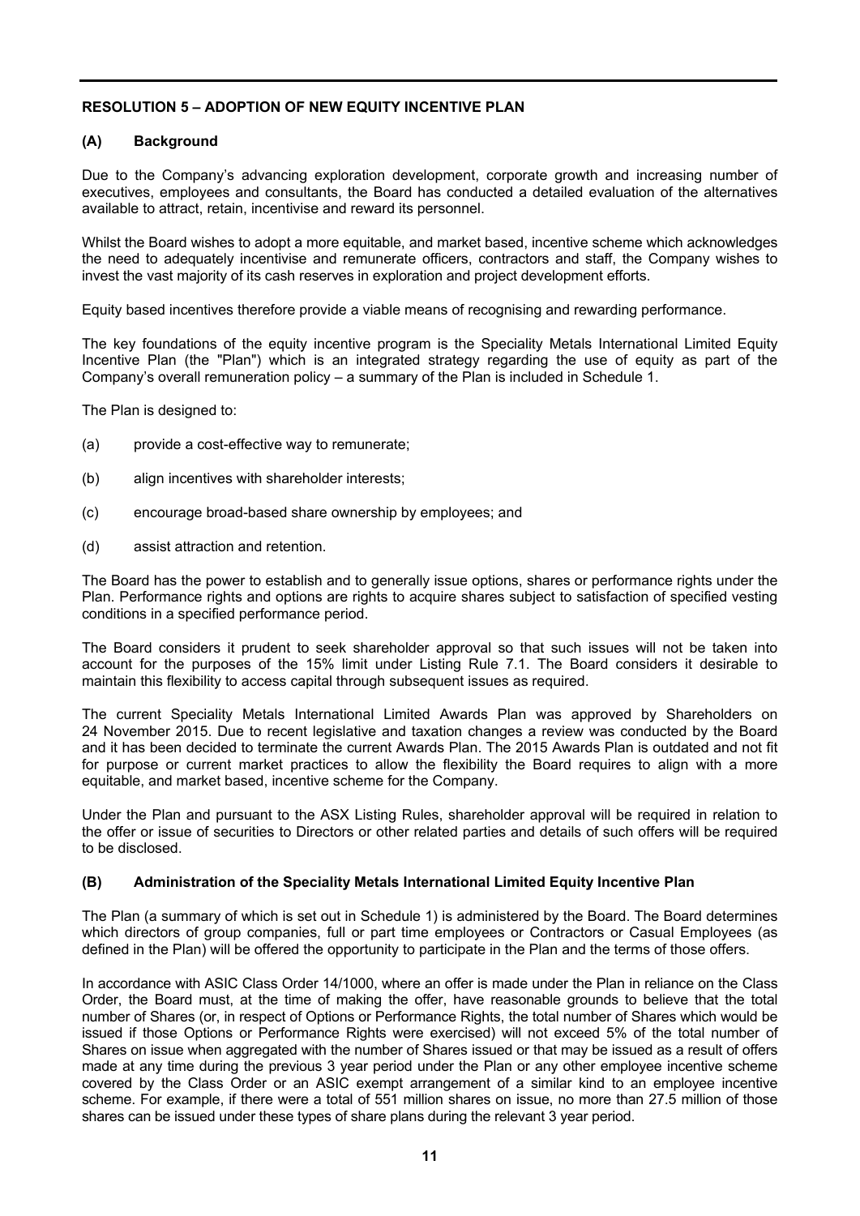## RESOLUTION 5 – ADOPTION OF NEW EQUITY INCENTIVE PLAN

### (A) Background

Due to the Company's advancing exploration development, corporate growth and increasing number of executives, employees and consultants, the Board has conducted a detailed evaluation of the alternatives available to attract, retain, incentivise and reward its personnel.

Whilst the Board wishes to adopt a more equitable, and market based, incentive scheme which acknowledges the need to adequately incentivise and remunerate officers, contractors and staff, the Company wishes to invest the vast majority of its cash reserves in exploration and project development efforts.

Equity based incentives therefore provide a viable means of recognising and rewarding performance.

The key foundations of the equity incentive program is the Speciality Metals International Limited Equity Incentive Plan (the "Plan") which is an integrated strategy regarding the use of equity as part of the Company's overall remuneration policy – a summary of the Plan is included in Schedule 1.

The Plan is designed to:

(a) provide a cost-effective way to remunerate;

(b) align incentives with shareholder interests;

(c) encourage broad-based share ownership by employees; and

(d) assist attraction and retention.

The Board has the power to establish and to generally issue options, shares or performance rights under the Plan. Performance rights and options are rights to acquire shares subject to satisfaction of specified vesting conditions in a specified performance period.

The Board considers it prudent to seek shareholder approval so that such issues will not be taken into account for the purposes of the 15% limit under Listing Rule 7.1. The Board considers it desirable to maintain this flexibility to access capital through subsequent issues as required.

The current Speciality Metals International Limited Awards Plan was approved by Shareholders on 24 November 2015. Due to recent legislative and taxation changes a review was conducted by the Board and it has been decided to terminate the current Awards Plan. The 2015 Awards Plan is outdated and not fit for purpose or current market practices to allow the flexibility the Board requires to align with a more equitable, and market based, incentive scheme for the Company.

Under the Plan and pursuant to the ASX Listing Rules, shareholder approval will be required in relation to the offer or issue of securities to Directors or other related parties and details of such offers will be required to be disclosed.

### (B) Administration of the Speciality Metals International Limited Equity Incentive Plan

The Plan (a summary of which is set out in Schedule 1) is administered by the Board. The Board determines which directors of group companies, full or part time employees or Contractors or Casual Employees (as defined in the Plan) will be offered the opportunity to participate in the Plan and the terms of those offers.

In accordance with ASIC Class Order 14/1000, where an offer is made under the Plan in reliance on the Class Order, the Board must, at the time of making the offer, have reasonable grounds to believe that the total number of Shares (or, in respect of Options or Performance Rights, the total number of Shares which would be issued if those Options or Performance Rights were exercised) will not exceed 5% of the total number of Shares on issue when aggregated with the number of Shares issued or that may be issued as a result of offers made at any time during the previous 3 year period under the Plan or any other employee incentive scheme covered by the Class Order or an ASIC exempt arrangement of a similar kind to an employee incentive scheme. For example, if there were a total of 551 million shares on issue, no more than 27.5 million of those shares can be issued under these types of share plans during the relevant 3 year period.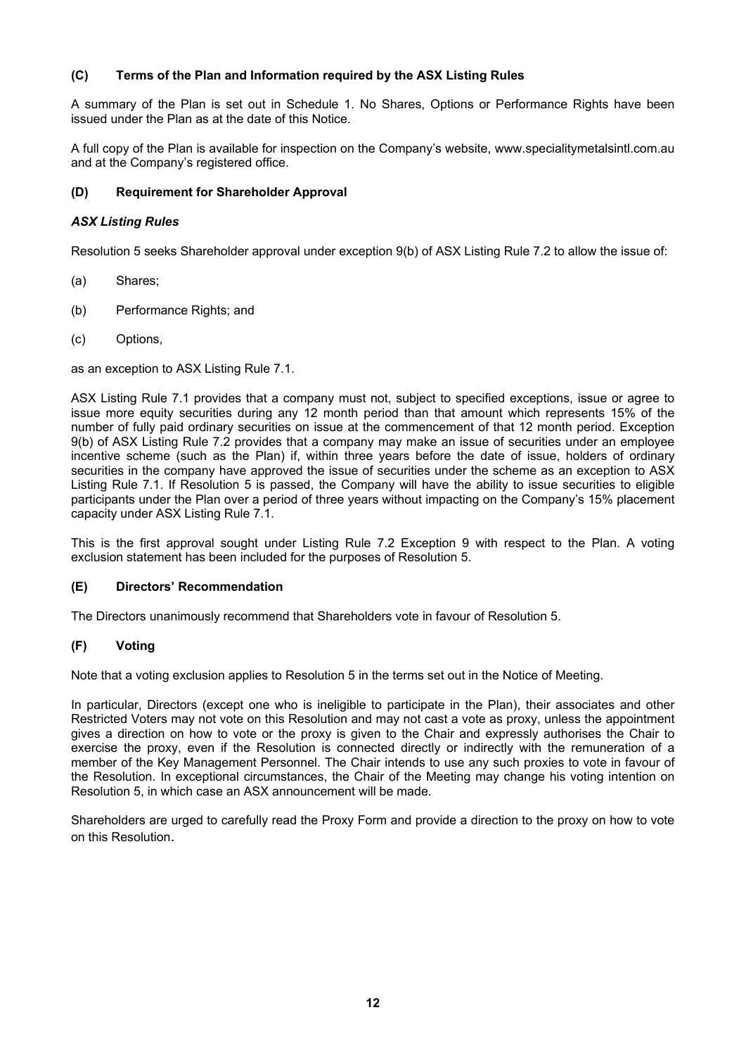### (C) Terms of the Plan and Information required by the ASX Listing Rules

A summary of the Plan is set out in Schedule 1. No Shares, Options or Performance Rights have been issued under the Plan as at the date of this Notice.

A full copy of the Plan is available for inspection on the Company's website, www.specialitymetalsintl.com.au and at the Company's registered office.

### (D) Requirement for Shareholder Approval

***ASX Listing Rules***

Resolution 5 seeks Shareholder approval under exception 9(b) of ASX Listing Rule 7.2 to allow the issue of:

(a) Shares;

(b) Performance Rights; and

(c) Options,

as an exception to ASX Listing Rule 7.1.

ASX Listing Rule 7.1 provides that a company must not, subject to specified exceptions, issue or agree to issue more equity securities during any 12 month period than that amount which represents 15% of the number of fully paid ordinary securities on issue at the commencement of that 12 month period. Exception 9(b) of ASX Listing Rule 7.2 provides that a company may make an issue of securities under an employee incentive scheme (such as the Plan) if, within three years before the date of issue, holders of ordinary securities in the company have approved the issue of securities under the scheme as an exception to ASX Listing Rule 7.1. If Resolution 5 is passed, the Company will have the ability to issue securities to eligible participants under the Plan over a period of three years without impacting on the Company's 15% placement capacity under ASX Listing Rule 7.1.

This is the first approval sought under Listing Rule 7.2 Exception 9 with respect to the Plan. A voting exclusion statement has been included for the purposes of Resolution 5.

### (E) Directors' Recommendation

The Directors unanimously recommend that Shareholders vote in favour of Resolution 5.

### (F) Voting

Note that a voting exclusion applies to Resolution 5 in the terms set out in the Notice of Meeting.

In particular, Directors (except one who is ineligible to participate in the Plan), their associates and other Restricted Voters may not vote on this Resolution and may not cast a vote as proxy, unless the appointment gives a direction on how to vote or the proxy is given to the Chair and expressly authorises the Chair to exercise the proxy, even if the Resolution is connected directly or indirectly with the remuneration of a member of the Key Management Personnel. The Chair intends to use any such proxies to vote in favour of the Resolution. In exceptional circumstances, the Chair of the Meeting may change his voting intention on Resolution 5, in which case an ASX announcement will be made.

Shareholders are urged to carefully read the Proxy Form and provide a direction to the proxy on how to vote on this Resolution.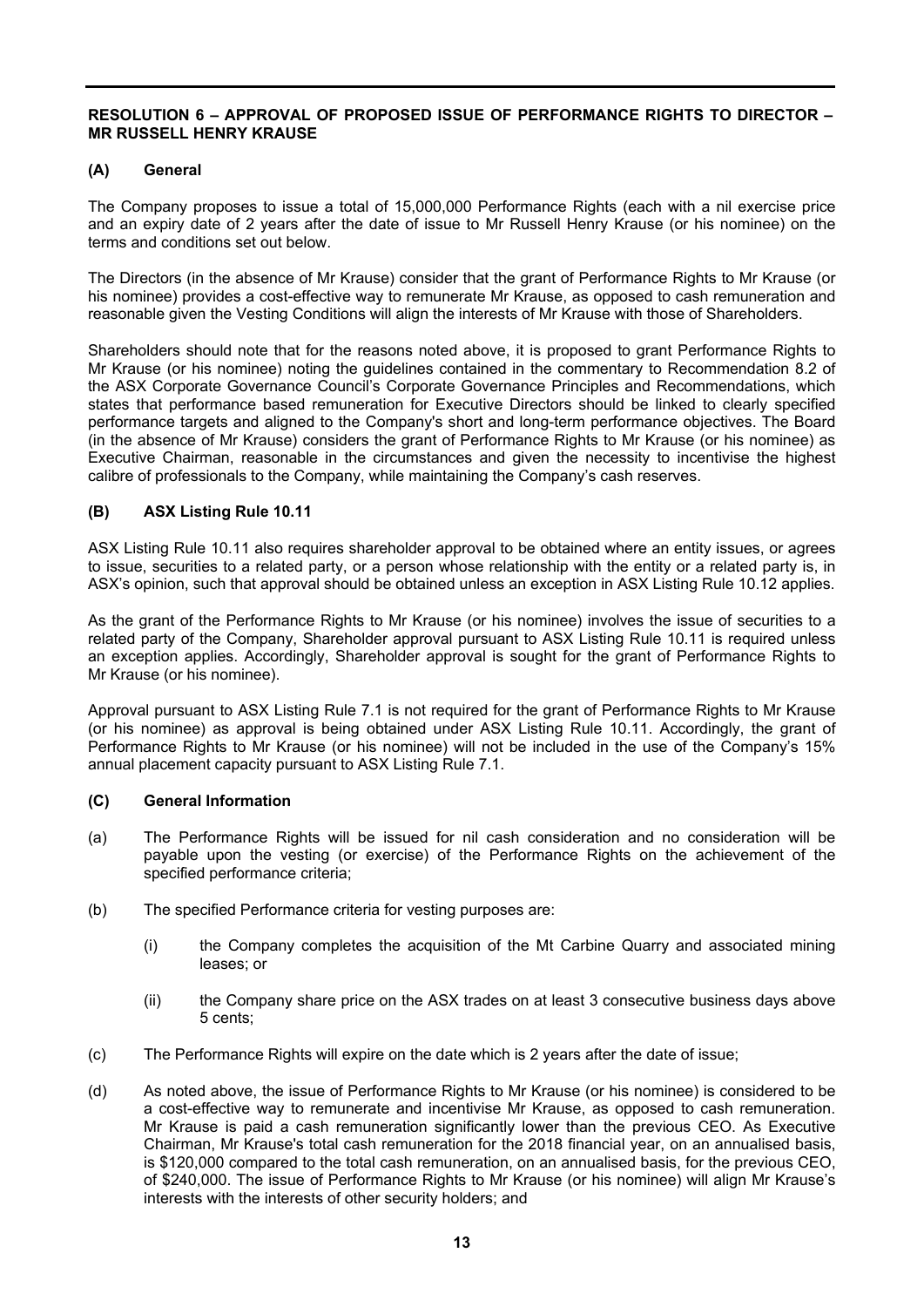## RESOLUTION 6 – APPROVAL OF PROPOSED ISSUE OF PERFORMANCE RIGHTS TO DIRECTOR – MR RUSSELL HENRY KRAUSE

### (A) General

The Company proposes to issue a total of 15,000,000 Performance Rights (each with a nil exercise price and an expiry date of 2 years after the date of issue to Mr Russell Henry Krause (or his nominee) on the terms and conditions set out below.

The Directors (in the absence of Mr Krause) consider that the grant of Performance Rights to Mr Krause (or his nominee) provides a cost-effective way to remunerate Mr Krause, as opposed to cash remuneration and reasonable given the Vesting Conditions will align the interests of Mr Krause with those of Shareholders.

Shareholders should note that for the reasons noted above, it is proposed to grant Performance Rights to Mr Krause (or his nominee) noting the guidelines contained in the commentary to Recommendation 8.2 of the ASX Corporate Governance Council's Corporate Governance Principles and Recommendations, which states that performance based remuneration for Executive Directors should be linked to clearly specified performance targets and aligned to the Company's short and long-term performance objectives. The Board (in the absence of Mr Krause) considers the grant of Performance Rights to Mr Krause (or his nominee) as Executive Chairman, reasonable in the circumstances and given the necessity to incentivise the highest calibre of professionals to the Company, while maintaining the Company's cash reserves.

### (B) ASX Listing Rule 10.11

ASX Listing Rule 10.11 also requires shareholder approval to be obtained where an entity issues, or agrees to issue, securities to a related party, or a person whose relationship with the entity or a related party is, in ASX's opinion, such that approval should be obtained unless an exception in ASX Listing Rule 10.12 applies.

As the grant of the Performance Rights to Mr Krause (or his nominee) involves the issue of securities to a related party of the Company, Shareholder approval pursuant to ASX Listing Rule 10.11 is required unless an exception applies. Accordingly, Shareholder approval is sought for the grant of Performance Rights to Mr Krause (or his nominee).

Approval pursuant to ASX Listing Rule 7.1 is not required for the grant of Performance Rights to Mr Krause (or his nominee) as approval is being obtained under ASX Listing Rule 10.11. Accordingly, the grant of Performance Rights to Mr Krause (or his nominee) will not be included in the use of the Company's 15% annual placement capacity pursuant to ASX Listing Rule 7.1.

### (C) General Information

(a) The Performance Rights will be issued for nil cash consideration and no consideration will be payable upon the vesting (or exercise) of the Performance Rights on the achievement of the specified performance criteria;

(b) The specified Performance criteria for vesting purposes are:

   (i) the Company completes the acquisition of the Mt Carbine Quarry and associated mining leases; or

   (ii) the Company share price on the ASX trades on at least 3 consecutive business days above 5 cents;

(c) The Performance Rights will expire on the date which is 2 years after the date of issue;

(d) As noted above, the issue of Performance Rights to Mr Krause (or his nominee) is considered to be a cost-effective way to remunerate and incentivise Mr Krause, as opposed to cash remuneration. Mr Krause is paid a cash remuneration significantly lower than the previous CEO. As Executive Chairman, Mr Krause's total cash remuneration for the 2018 financial year, on an annualised basis, is $120,000 compared to the total cash remuneration, on an annualised basis, for the previous CEO, of $240,000. The issue of Performance Rights to Mr Krause (or his nominee) will align Mr Krause's interests with the interests of other security holders; and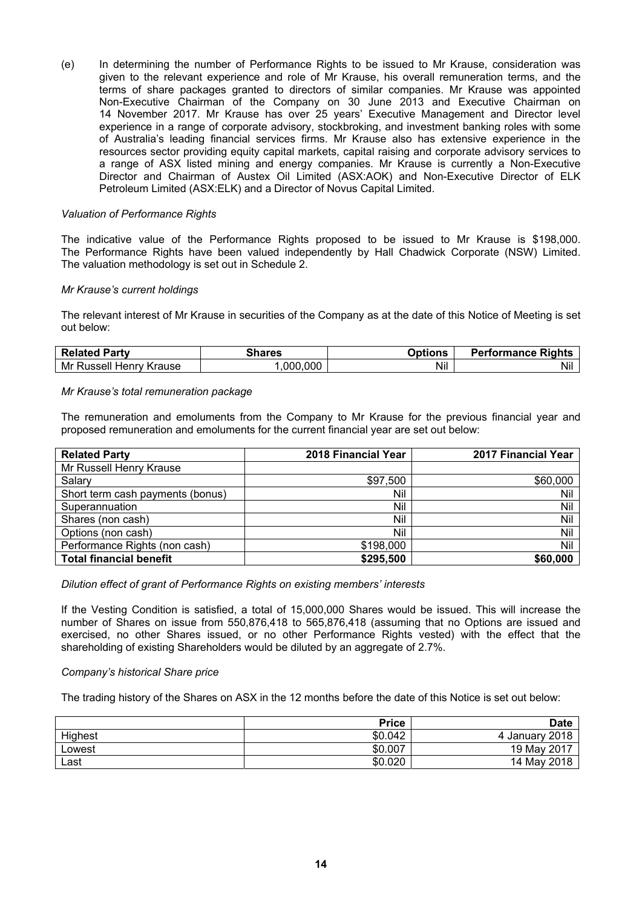(e) In determining the number of Performance Rights to be issued to Mr Krause, consideration was given to the relevant experience and role of Mr Krause, his overall remuneration terms, and the terms of share packages granted to directors of similar companies. Mr Krause was appointed Non-Executive Chairman of the Company on 30 June 2013 and Executive Chairman on 14 November 2017. Mr Krause has over 25 years' Executive Management and Director level experience in a range of corporate advisory, stockbroking, and investment banking roles with some of Australia's leading financial services firms. Mr Krause also has extensive experience in the resources sector providing equity capital markets, capital raising and corporate advisory services to a range of ASX listed mining and energy companies. Mr Krause is currently a Non-Executive Director and Chairman of Austex Oil Limited (ASX:AOK) and Non-Executive Director of ELK Petroleum Limited (ASX:ELK) and a Director of Novus Capital Limited.

*Valuation of Performance Rights*

The indicative value of the Performance Rights proposed to be issued to Mr Krause is $198,000. The Performance Rights have been valued independently by Hall Chadwick Corporate (NSW) Limited. The valuation methodology is set out in Schedule 2.

*Mr Krause's current holdings*

The relevant interest of Mr Krause in securities of the Company as at the date of this Notice of Meeting is set out below:

| Related Party | Shares | Options | Performance Rights |
|---|---|---|---|
| Mr Russell Henry Krause | 1,000,000 | Nil | Nil |

*Mr Krause's total remuneration package*

The remuneration and emoluments from the Company to Mr Krause for the previous financial year and proposed remuneration and emoluments for the current financial year are set out below:

| Related Party | 2018 Financial Year | 2017 Financial Year |
|---|---|---|
| Mr Russell Henry Krause | | |
| Salary | $97,500 | $60,000 |
| Short term cash payments (bonus) | Nil | Nil |
| Superannuation | Nil | Nil |
| Shares (non cash) | Nil | Nil |
| Options (non cash) | Nil | Nil |
| Performance Rights (non cash) | $198,000 | Nil |
| **Total financial benefit** | **$295,500** | **$60,000** |

*Dilution effect of grant of Performance Rights on existing members' interests*

If the Vesting Condition is satisfied, a total of 15,000,000 Shares would be issued. This will increase the number of Shares on issue from 550,876,418 to 565,876,418 (assuming that no Options are issued and exercised, no other Shares issued, or no other Performance Rights vested) with the effect that the shareholding of existing Shareholders would be diluted by an aggregate of 2.7%.

*Company's historical Share price*

The trading history of the Shares on ASX in the 12 months before the date of this Notice is set out below:

| | Price | Date |
|---|---|---|
| Highest | $0.042 | 4 January 2018 |
| Lowest | $0.007 | 19 May 2017 |
| Last | $0.020 | 14 May 2018 |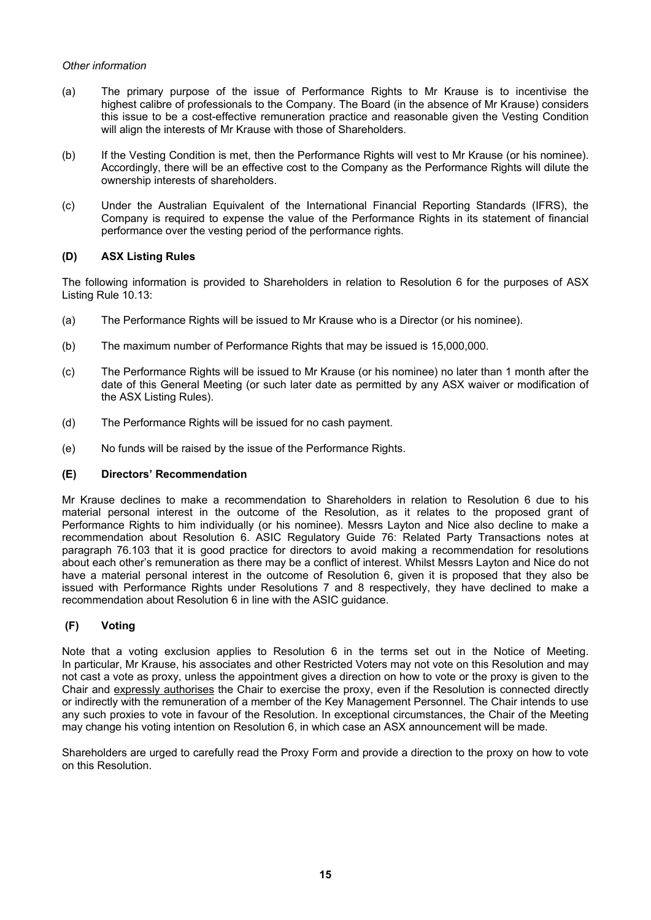*Other information*

(a) The primary purpose of the issue of Performance Rights to Mr Krause is to incentivise the highest calibre of professionals to the Company. The Board (in the absence of Mr Krause) considers this issue to be a cost-effective remuneration practice and reasonable given the Vesting Condition will align the interests of Mr Krause with those of Shareholders.

(b) If the Vesting Condition is met, then the Performance Rights will vest to Mr Krause (or his nominee). Accordingly, there will be an effective cost to the Company as the Performance Rights will dilute the ownership interests of shareholders.

(c) Under the Australian Equivalent of the International Financial Reporting Standards (IFRS), the Company is required to expense the value of the Performance Rights in its statement of financial performance over the vesting period of the performance rights.

**(D) ASX Listing Rules**

The following information is provided to Shareholders in relation to Resolution 6 for the purposes of ASX Listing Rule 10.13:

(a) The Performance Rights will be issued to Mr Krause who is a Director (or his nominee).

(b) The maximum number of Performance Rights that may be issued is 15,000,000.

(c) The Performance Rights will be issued to Mr Krause (or his nominee) no later than 1 month after the date of this General Meeting (or such later date as permitted by any ASX waiver or modification of the ASX Listing Rules).

(d) The Performance Rights will be issued for no cash payment.

(e) No funds will be raised by the issue of the Performance Rights.

**(E) Directors' Recommendation**

Mr Krause declines to make a recommendation to Shareholders in relation to Resolution 6 due to his material personal interest in the outcome of the Resolution, as it relates to the proposed grant of Performance Rights to him individually (or his nominee). Messrs Layton and Nice also decline to make a recommendation about Resolution 6. ASIC Regulatory Guide 76: Related Party Transactions notes at paragraph 76.103 that it is good practice for directors to avoid making a recommendation for resolutions about each other's remuneration as there may be a conflict of interest. Whilst Messrs Layton and Nice do not have a material personal interest in the outcome of Resolution 6, given it is proposed that they also be issued with Performance Rights under Resolutions 7 and 8 respectively, they have declined to make a recommendation about Resolution 6 in line with the ASIC guidance.

**(F) Voting**

Note that a voting exclusion applies to Resolution 6 in the terms set out in the Notice of Meeting. In particular, Mr Krause, his associates and other Restricted Voters may not vote on this Resolution and may not cast a vote as proxy, unless the appointment gives a direction on how to vote or the proxy is given to the Chair and expressly authorises the Chair to exercise the proxy, even if the Resolution is connected directly or indirectly with the remuneration of a member of the Key Management Personnel. The Chair intends to use any such proxies to vote in favour of the Resolution. In exceptional circumstances, the Chair of the Meeting may change his voting intention on Resolution 6, in which case an ASX announcement will be made.

Shareholders are urged to carefully read the Proxy Form and provide a direction to the proxy on how to vote on this Resolution.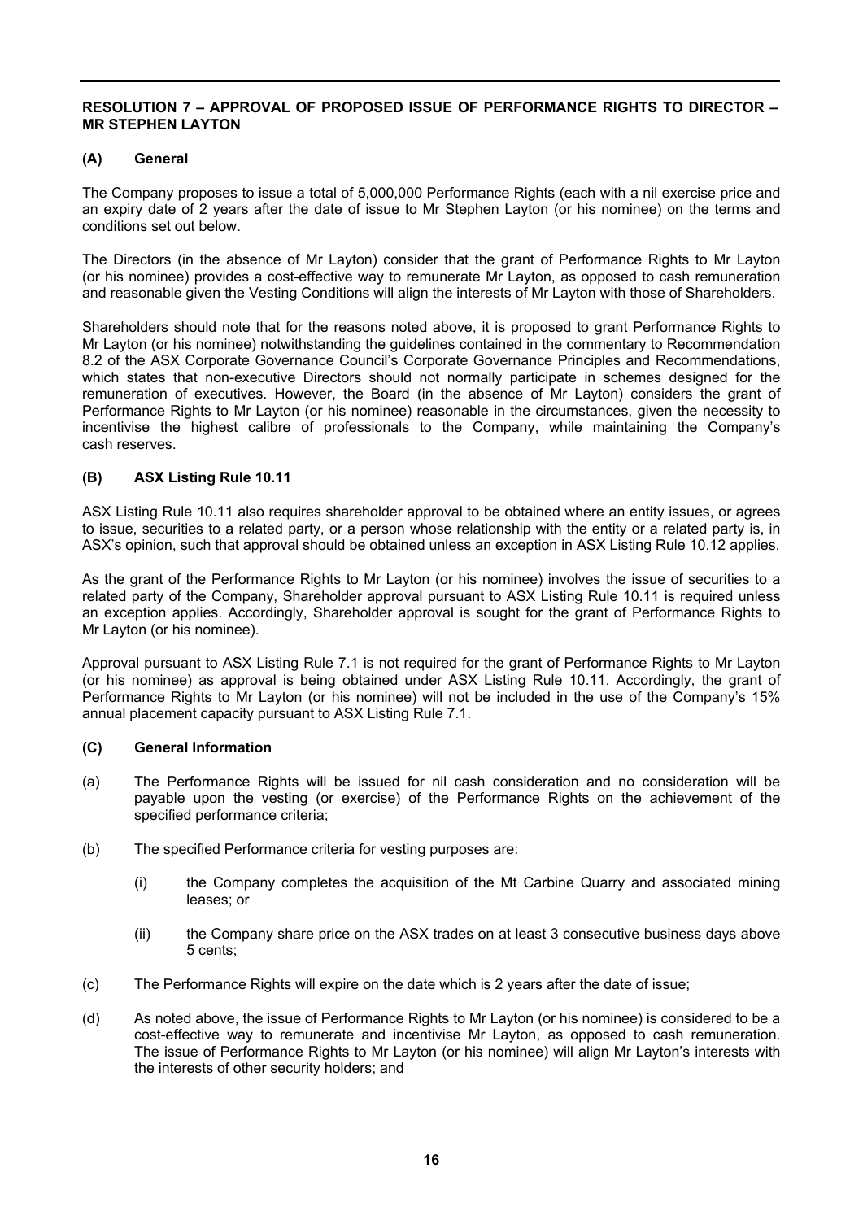## RESOLUTION 7 – APPROVAL OF PROPOSED ISSUE OF PERFORMANCE RIGHTS TO DIRECTOR – MR STEPHEN LAYTON

### (A) General

The Company proposes to issue a total of 5,000,000 Performance Rights (each with a nil exercise price and an expiry date of 2 years after the date of issue to Mr Stephen Layton (or his nominee) on the terms and conditions set out below.

The Directors (in the absence of Mr Layton) consider that the grant of Performance Rights to Mr Layton (or his nominee) provides a cost-effective way to remunerate Mr Layton, as opposed to cash remuneration and reasonable given the Vesting Conditions will align the interests of Mr Layton with those of Shareholders.

Shareholders should note that for the reasons noted above, it is proposed to grant Performance Rights to Mr Layton (or his nominee) notwithstanding the guidelines contained in the commentary to Recommendation 8.2 of the ASX Corporate Governance Council's Corporate Governance Principles and Recommendations, which states that non-executive Directors should not normally participate in schemes designed for the remuneration of executives. However, the Board (in the absence of Mr Layton) considers the grant of Performance Rights to Mr Layton (or his nominee) reasonable in the circumstances, given the necessity to incentivise the highest calibre of professionals to the Company, while maintaining the Company's cash reserves.

### (B) ASX Listing Rule 10.11

ASX Listing Rule 10.11 also requires shareholder approval to be obtained where an entity issues, or agrees to issue, securities to a related party, or a person whose relationship with the entity or a related party is, in ASX's opinion, such that approval should be obtained unless an exception in ASX Listing Rule 10.12 applies.

As the grant of the Performance Rights to Mr Layton (or his nominee) involves the issue of securities to a related party of the Company, Shareholder approval pursuant to ASX Listing Rule 10.11 is required unless an exception applies. Accordingly, Shareholder approval is sought for the grant of Performance Rights to Mr Layton (or his nominee).

Approval pursuant to ASX Listing Rule 7.1 is not required for the grant of Performance Rights to Mr Layton (or his nominee) as approval is being obtained under ASX Listing Rule 10.11. Accordingly, the grant of Performance Rights to Mr Layton (or his nominee) will not be included in the use of the Company's 15% annual placement capacity pursuant to ASX Listing Rule 7.1.

### (C) General Information

(a) The Performance Rights will be issued for nil cash consideration and no consideration will be payable upon the vesting (or exercise) of the Performance Rights on the achievement of the specified performance criteria;

(b) The specified Performance criteria for vesting purposes are:

  (i) the Company completes the acquisition of the Mt Carbine Quarry and associated mining leases; or

  (ii) the Company share price on the ASX trades on at least 3 consecutive business days above 5 cents;

(c) The Performance Rights will expire on the date which is 2 years after the date of issue;

(d) As noted above, the issue of Performance Rights to Mr Layton (or his nominee) is considered to be a cost-effective way to remunerate and incentivise Mr Layton, as opposed to cash remuneration. The issue of Performance Rights to Mr Layton (or his nominee) will align Mr Layton's interests with the interests of other security holders; and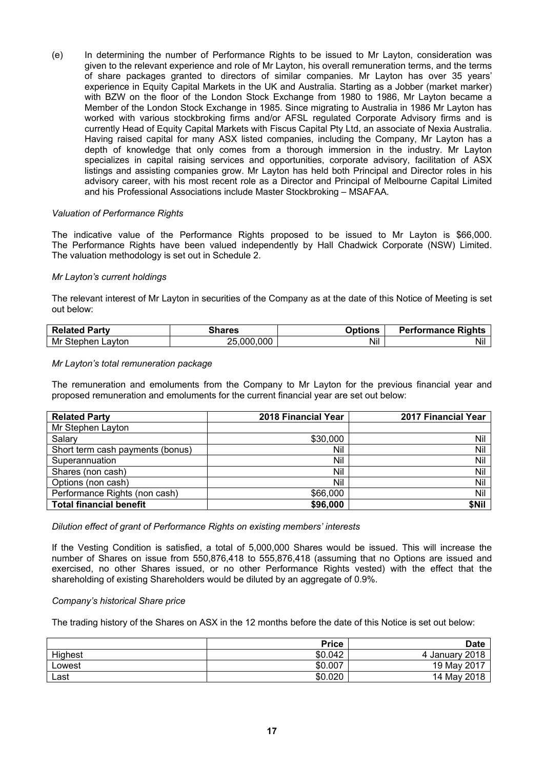(e) In determining the number of Performance Rights to be issued to Mr Layton, consideration was given to the relevant experience and role of Mr Layton, his overall remuneration terms, and the terms of share packages granted to directors of similar companies. Mr Layton has over 35 years' experience in Equity Capital Markets in the UK and Australia. Starting as a Jobber (market marker) with BZW on the floor of the London Stock Exchange from 1980 to 1986, Mr Layton became a Member of the London Stock Exchange in 1985. Since migrating to Australia in 1986 Mr Layton has worked with various stockbroking firms and/or AFSL regulated Corporate Advisory firms and is currently Head of Equity Capital Markets with Fiscus Capital Pty Ltd, an associate of Nexia Australia. Having raised capital for many ASX listed companies, including the Company, Mr Layton has a depth of knowledge that only comes from a thorough immersion in the industry. Mr Layton specializes in capital raising services and opportunities, corporate advisory, facilitation of ASX listings and assisting companies grow. Mr Layton has held both Principal and Director roles in his advisory career, with his most recent role as a Director and Principal of Melbourne Capital Limited and his Professional Associations include Master Stockbroking – MSAFAA.

*Valuation of Performance Rights*

The indicative value of the Performance Rights proposed to be issued to Mr Layton is $66,000. The Performance Rights have been valued independently by Hall Chadwick Corporate (NSW) Limited. The valuation methodology is set out in Schedule 2.

*Mr Layton's current holdings*

The relevant interest of Mr Layton in securities of the Company as at the date of this Notice of Meeting is set out below:

| Related Party | Shares | Options | Performance Rights |
|---|---|---|---|
| Mr Stephen Layton | 25,000,000 | Nil | Nil |

*Mr Layton's total remuneration package*

The remuneration and emoluments from the Company to Mr Layton for the previous financial year and proposed remuneration and emoluments for the current financial year are set out below:

| Related Party | 2018 Financial Year | 2017 Financial Year |
|---|---|---|
| Mr Stephen Layton | | |
| Salary | $30,000 | Nil |
| Short term cash payments (bonus) | Nil | Nil |
| Superannuation | Nil | Nil |
| Shares (non cash) | Nil | Nil |
| Options (non cash) | Nil | Nil |
| Performance Rights (non cash) | $66,000 | Nil |
| **Total financial benefit** | **$96,000** | **$Nil** |

*Dilution effect of grant of Performance Rights on existing members' interests*

If the Vesting Condition is satisfied, a total of 5,000,000 Shares would be issued. This will increase the number of Shares on issue from 550,876,418 to 555,876,418 (assuming that no Options are issued and exercised, no other Shares issued, or no other Performance Rights vested) with the effect that the shareholding of existing Shareholders would be diluted by an aggregate of 0.9%.

*Company's historical Share price*

The trading history of the Shares on ASX in the 12 months before the date of this Notice is set out below:

| | Price | Date |
|---|---|---|
| Highest | $0.042 | 4 January 2018 |
| Lowest | $0.007 | 19 May 2017 |
| Last | $0.020 | 14 May 2018 |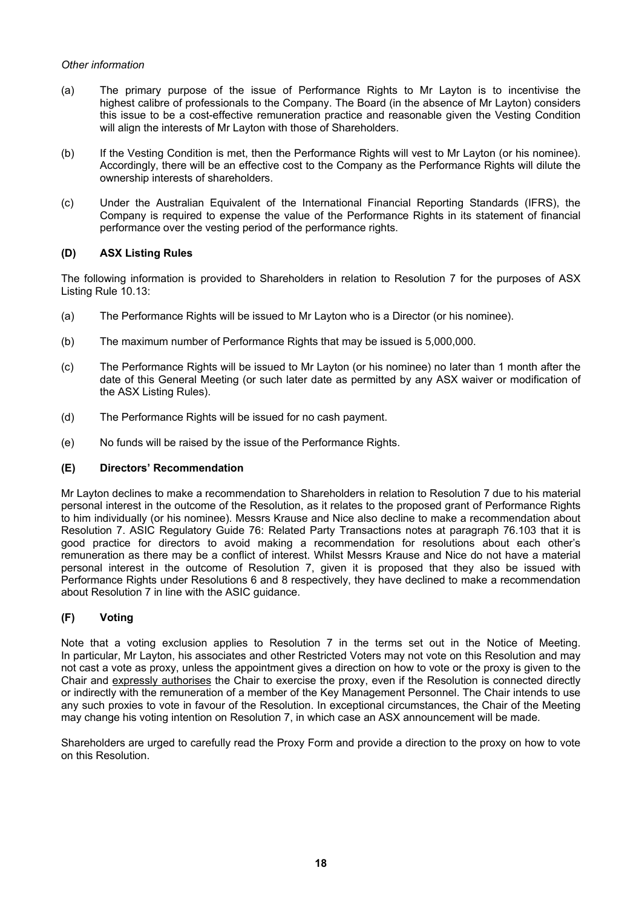*Other information*

(a) The primary purpose of the issue of Performance Rights to Mr Layton is to incentivise the highest calibre of professionals to the Company. The Board (in the absence of Mr Layton) considers this issue to be a cost-effective remuneration practice and reasonable given the Vesting Condition will align the interests of Mr Layton with those of Shareholders.

(b) If the Vesting Condition is met, then the Performance Rights will vest to Mr Layton (or his nominee). Accordingly, there will be an effective cost to the Company as the Performance Rights will dilute the ownership interests of shareholders.

(c) Under the Australian Equivalent of the International Financial Reporting Standards (IFRS), the Company is required to expense the value of the Performance Rights in its statement of financial performance over the vesting period of the performance rights.

### (D) ASX Listing Rules

The following information is provided to Shareholders in relation to Resolution 7 for the purposes of ASX Listing Rule 10.13:

(a) The Performance Rights will be issued to Mr Layton who is a Director (or his nominee).

(b) The maximum number of Performance Rights that may be issued is 5,000,000.

(c) The Performance Rights will be issued to Mr Layton (or his nominee) no later than 1 month after the date of this General Meeting (or such later date as permitted by any ASX waiver or modification of the ASX Listing Rules).

(d) The Performance Rights will be issued for no cash payment.

(e) No funds will be raised by the issue of the Performance Rights.

### (E) Directors' Recommendation

Mr Layton declines to make a recommendation to Shareholders in relation to Resolution 7 due to his material personal interest in the outcome of the Resolution, as it relates to the proposed grant of Performance Rights to him individually (or his nominee). Messrs Krause and Nice also decline to make a recommendation about Resolution 7. ASIC Regulatory Guide 76: Related Party Transactions notes at paragraph 76.103 that it is good practice for directors to avoid making a recommendation for resolutions about each other's remuneration as there may be a conflict of interest. Whilst Messrs Krause and Nice do not have a material personal interest in the outcome of Resolution 7, given it is proposed that they also be issued with Performance Rights under Resolutions 6 and 8 respectively, they have declined to make a recommendation about Resolution 7 in line with the ASIC guidance.

### (F) Voting

Note that a voting exclusion applies to Resolution 7 in the terms set out in the Notice of Meeting. In particular, Mr Layton, his associates and other Restricted Voters may not vote on this Resolution and may not cast a vote as proxy, unless the appointment gives a direction on how to vote or the proxy is given to the Chair and expressly authorises the Chair to exercise the proxy, even if the Resolution is connected directly or indirectly with the remuneration of a member of the Key Management Personnel. The Chair intends to use any such proxies to vote in favour of the Resolution. In exceptional circumstances, the Chair of the Meeting may change his voting intention on Resolution 7, in which case an ASX announcement will be made.

Shareholders are urged to carefully read the Proxy Form and provide a direction to the proxy on how to vote on this Resolution.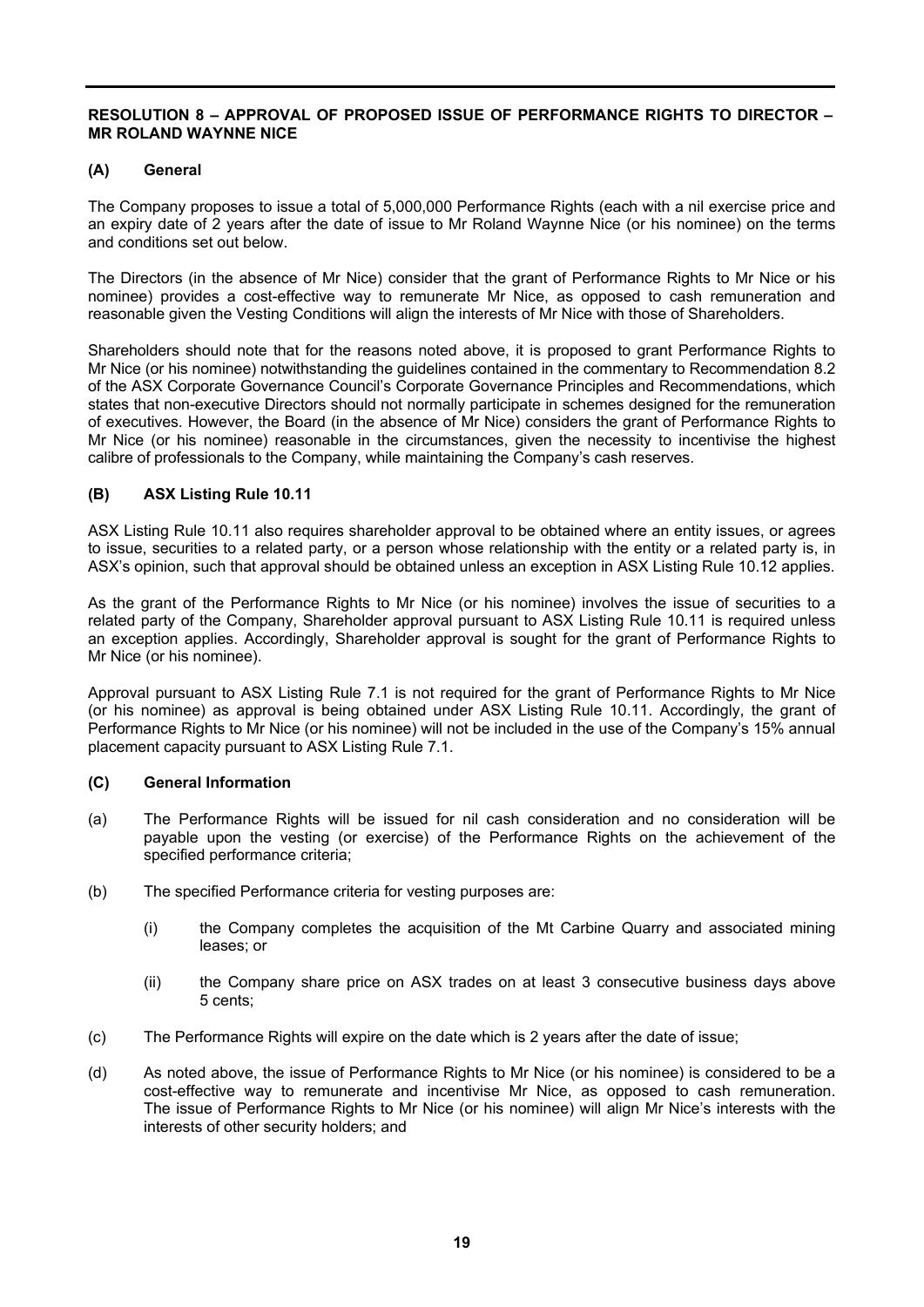## RESOLUTION 8 – APPROVAL OF PROPOSED ISSUE OF PERFORMANCE RIGHTS TO DIRECTOR – MR ROLAND WAYNNE NICE

### (A) General

The Company proposes to issue a total of 5,000,000 Performance Rights (each with a nil exercise price and an expiry date of 2 years after the date of issue to Mr Roland Waynne Nice (or his nominee) on the terms and conditions set out below.

The Directors (in the absence of Mr Nice) consider that the grant of Performance Rights to Mr Nice or his nominee) provides a cost-effective way to remunerate Mr Nice, as opposed to cash remuneration and reasonable given the Vesting Conditions will align the interests of Mr Nice with those of Shareholders.

Shareholders should note that for the reasons noted above, it is proposed to grant Performance Rights to Mr Nice (or his nominee) notwithstanding the guidelines contained in the commentary to Recommendation 8.2 of the ASX Corporate Governance Council's Corporate Governance Principles and Recommendations, which states that non-executive Directors should not normally participate in schemes designed for the remuneration of executives. However, the Board (in the absence of Mr Nice) considers the grant of Performance Rights to Mr Nice (or his nominee) reasonable in the circumstances, given the necessity to incentivise the highest calibre of professionals to the Company, while maintaining the Company's cash reserves.

### (B) ASX Listing Rule 10.11

ASX Listing Rule 10.11 also requires shareholder approval to be obtained where an entity issues, or agrees to issue, securities to a related party, or a person whose relationship with the entity or a related party is, in ASX's opinion, such that approval should be obtained unless an exception in ASX Listing Rule 10.12 applies.

As the grant of the Performance Rights to Mr Nice (or his nominee) involves the issue of securities to a related party of the Company, Shareholder approval pursuant to ASX Listing Rule 10.11 is required unless an exception applies. Accordingly, Shareholder approval is sought for the grant of Performance Rights to Mr Nice (or his nominee).

Approval pursuant to ASX Listing Rule 7.1 is not required for the grant of Performance Rights to Mr Nice (or his nominee) as approval is being obtained under ASX Listing Rule 10.11. Accordingly, the grant of Performance Rights to Mr Nice (or his nominee) will not be included in the use of the Company's 15% annual placement capacity pursuant to ASX Listing Rule 7.1.

### (C) General Information

(a) The Performance Rights will be issued for nil cash consideration and no consideration will be payable upon the vesting (or exercise) of the Performance Rights on the achievement of the specified performance criteria;

(b) The specified Performance criteria for vesting purposes are:

  (i) the Company completes the acquisition of the Mt Carbine Quarry and associated mining leases; or

  (ii) the Company share price on ASX trades on at least 3 consecutive business days above 5 cents;

(c) The Performance Rights will expire on the date which is 2 years after the date of issue;

(d) As noted above, the issue of Performance Rights to Mr Nice (or his nominee) is considered to be a cost-effective way to remunerate and incentivise Mr Nice, as opposed to cash remuneration. The issue of Performance Rights to Mr Nice (or his nominee) will align Mr Nice's interests with the interests of other security holders; and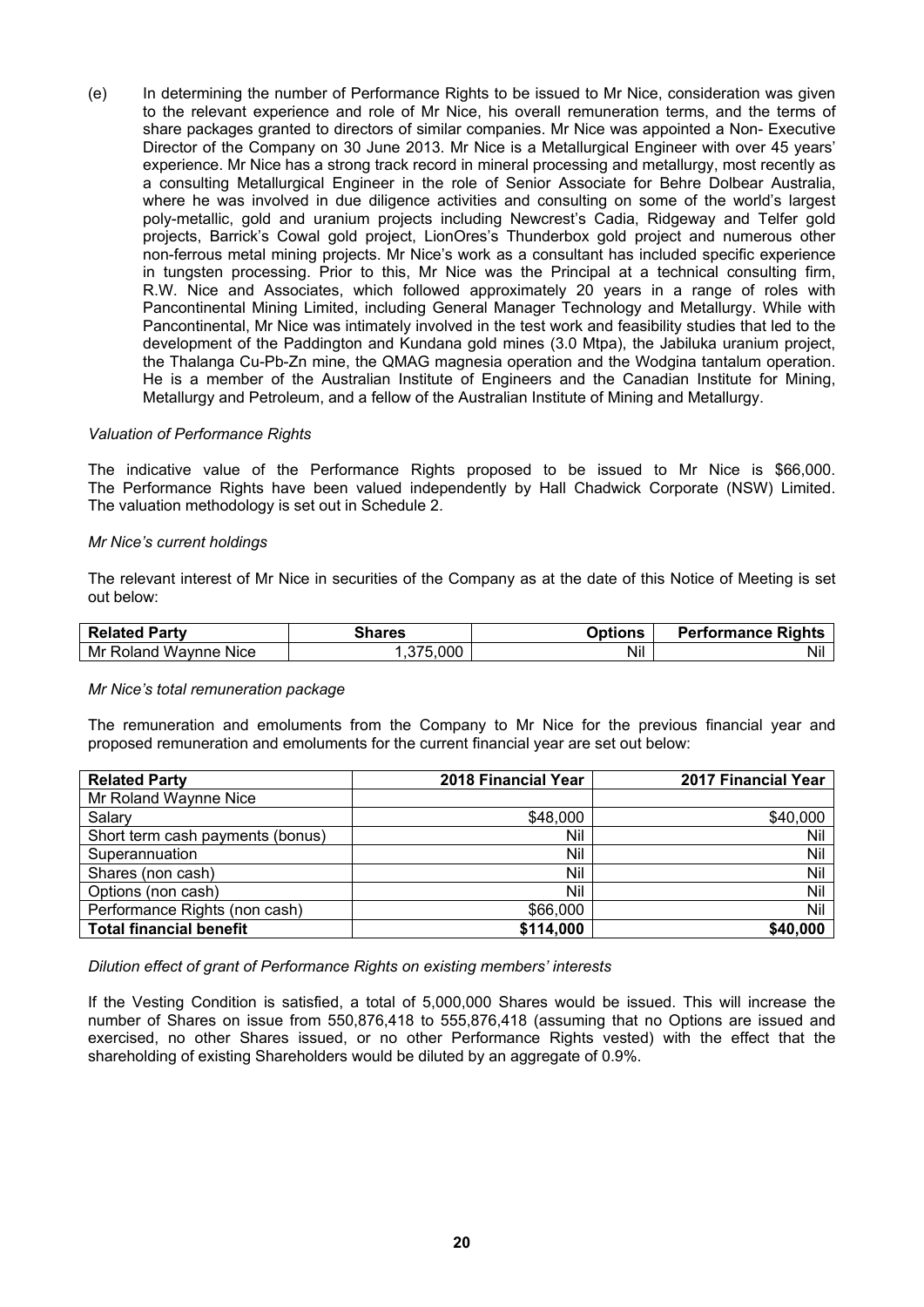(e) In determining the number of Performance Rights to be issued to Mr Nice, consideration was given to the relevant experience and role of Mr Nice, his overall remuneration terms, and the terms of share packages granted to directors of similar companies. Mr Nice was appointed a Non- Executive Director of the Company on 30 June 2013. Mr Nice is a Metallurgical Engineer with over 45 years' experience. Mr Nice has a strong track record in mineral processing and metallurgy, most recently as a consulting Metallurgical Engineer in the role of Senior Associate for Behre Dolbear Australia, where he was involved in due diligence activities and consulting on some of the world's largest poly-metallic, gold and uranium projects including Newcrest's Cadia, Ridgeway and Telfer gold projects, Barrick's Cowal gold project, LionOres's Thunderbox gold project and numerous other non-ferrous metal mining projects. Mr Nice's work as a consultant has included specific experience in tungsten processing. Prior to this, Mr Nice was the Principal at a technical consulting firm, R.W. Nice and Associates, which followed approximately 20 years in a range of roles with Pancontinental Mining Limited, including General Manager Technology and Metallurgy. While with Pancontinental, Mr Nice was intimately involved in the test work and feasibility studies that led to the development of the Paddington and Kundana gold mines (3.0 Mtpa), the Jabiluka uranium project, the Thalanga Cu-Pb-Zn mine, the QMAG magnesia operation and the Wodgina tantalum operation. He is a member of the Australian Institute of Engineers and the Canadian Institute for Mining, Metallurgy and Petroleum, and a fellow of the Australian Institute of Mining and Metallurgy.

*Valuation of Performance Rights*

The indicative value of the Performance Rights proposed to be issued to Mr Nice is $66,000. The Performance Rights have been valued independently by Hall Chadwick Corporate (NSW) Limited. The valuation methodology is set out in Schedule 2.

*Mr Nice's current holdings*

The relevant interest of Mr Nice in securities of the Company as at the date of this Notice of Meeting is set out below:

| Related Party | Shares | Options | Performance Rights |
|---|---|---|---|
| Mr Roland Waynne Nice | 1,375,000 | Nil | Nil |

*Mr Nice's total remuneration package*

The remuneration and emoluments from the Company to Mr Nice for the previous financial year and proposed remuneration and emoluments for the current financial year are set out below:

| Related Party | 2018 Financial Year | 2017 Financial Year |
|---|---|---|
| Mr Roland Waynne Nice | | |
| Salary | $48,000 | $40,000 |
| Short term cash payments (bonus) | Nil | Nil |
| Superannuation | Nil | Nil |
| Shares (non cash) | Nil | Nil |
| Options (non cash) | Nil | Nil |
| Performance Rights (non cash) | $66,000 | Nil |
| **Total financial benefit** | **$114,000** | **$40,000** |

*Dilution effect of grant of Performance Rights on existing members' interests*

If the Vesting Condition is satisfied, a total of 5,000,000 Shares would be issued. This will increase the number of Shares on issue from 550,876,418 to 555,876,418 (assuming that no Options are issued and exercised, no other Shares issued, or no other Performance Rights vested) with the effect that the shareholding of existing Shareholders would be diluted by an aggregate of 0.9%.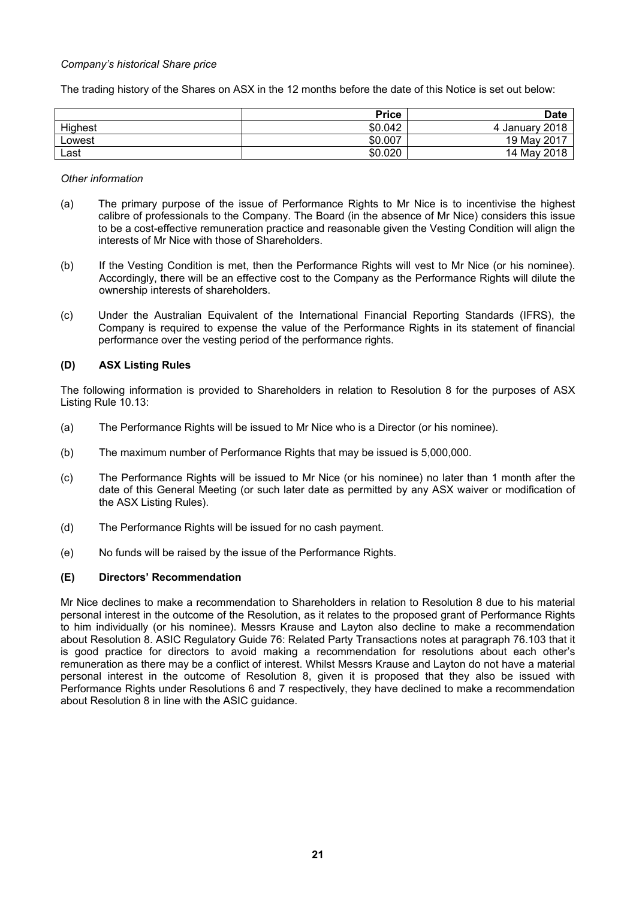*Company's historical Share price*

The trading history of the Shares on ASX in the 12 months before the date of this Notice is set out below:

| | Price | Date |
|---|---|---|
| Highest | \$0.042 | 4 January 2018 |
| Lowest | \$0.007 | 19 May 2017 |
| Last | \$0.020 | 14 May 2018 |

*Other information*

(a) The primary purpose of the issue of Performance Rights to Mr Nice is to incentivise the highest calibre of professionals to the Company. The Board (in the absence of Mr Nice) considers this issue to be a cost-effective remuneration practice and reasonable given the Vesting Condition will align the interests of Mr Nice with those of Shareholders.

(b) If the Vesting Condition is met, then the Performance Rights will vest to Mr Nice (or his nominee). Accordingly, there will be an effective cost to the Company as the Performance Rights will dilute the ownership interests of shareholders.

(c) Under the Australian Equivalent of the International Financial Reporting Standards (IFRS), the Company is required to expense the value of the Performance Rights in its statement of financial performance over the vesting period of the performance rights.

**(D) ASX Listing Rules**

The following information is provided to Shareholders in relation to Resolution 8 for the purposes of ASX Listing Rule 10.13:

(a) The Performance Rights will be issued to Mr Nice who is a Director (or his nominee).

(b) The maximum number of Performance Rights that may be issued is 5,000,000.

(c) The Performance Rights will be issued to Mr Nice (or his nominee) no later than 1 month after the date of this General Meeting (or such later date as permitted by any ASX waiver or modification of the ASX Listing Rules).

(d) The Performance Rights will be issued for no cash payment.

(e) No funds will be raised by the issue of the Performance Rights.

**(E) Directors' Recommendation**

Mr Nice declines to make a recommendation to Shareholders in relation to Resolution 8 due to his material personal interest in the outcome of the Resolution, as it relates to the proposed grant of Performance Rights to him individually (or his nominee). Messrs Krause and Layton also decline to make a recommendation about Resolution 8. ASIC Regulatory Guide 76: Related Party Transactions notes at paragraph 76.103 that it is good practice for directors to avoid making a recommendation for resolutions about each other's remuneration as there may be a conflict of interest. Whilst Messrs Krause and Layton do not have a material personal interest in the outcome of Resolution 8, given it is proposed that they also be issued with Performance Rights under Resolutions 6 and 7 respectively, they have declined to make a recommendation about Resolution 8 in line with the ASIC guidance.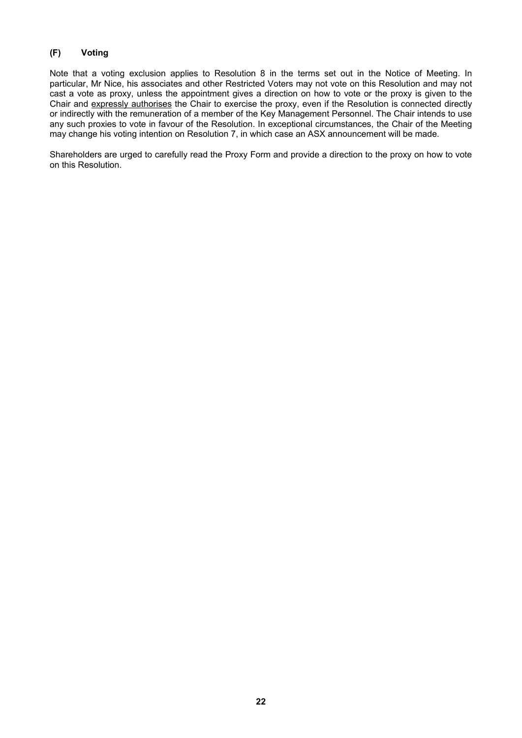### (F) Voting

Note that a voting exclusion applies to Resolution 8 in the terms set out in the Notice of Meeting. In particular, Mr Nice, his associates and other Restricted Voters may not vote on this Resolution and may not cast a vote as proxy, unless the appointment gives a direction on how to vote or the proxy is given to the Chair and <u>expressly authorises</u> the Chair to exercise the proxy, even if the Resolution is connected directly or indirectly with the remuneration of a member of the Key Management Personnel. The Chair intends to use any such proxies to vote in favour of the Resolution. In exceptional circumstances, the Chair of the Meeting may change his voting intention on Resolution 7, in which case an ASX announcement will be made.

Shareholders are urged to carefully read the Proxy Form and provide a direction to the proxy on how to vote on this Resolution.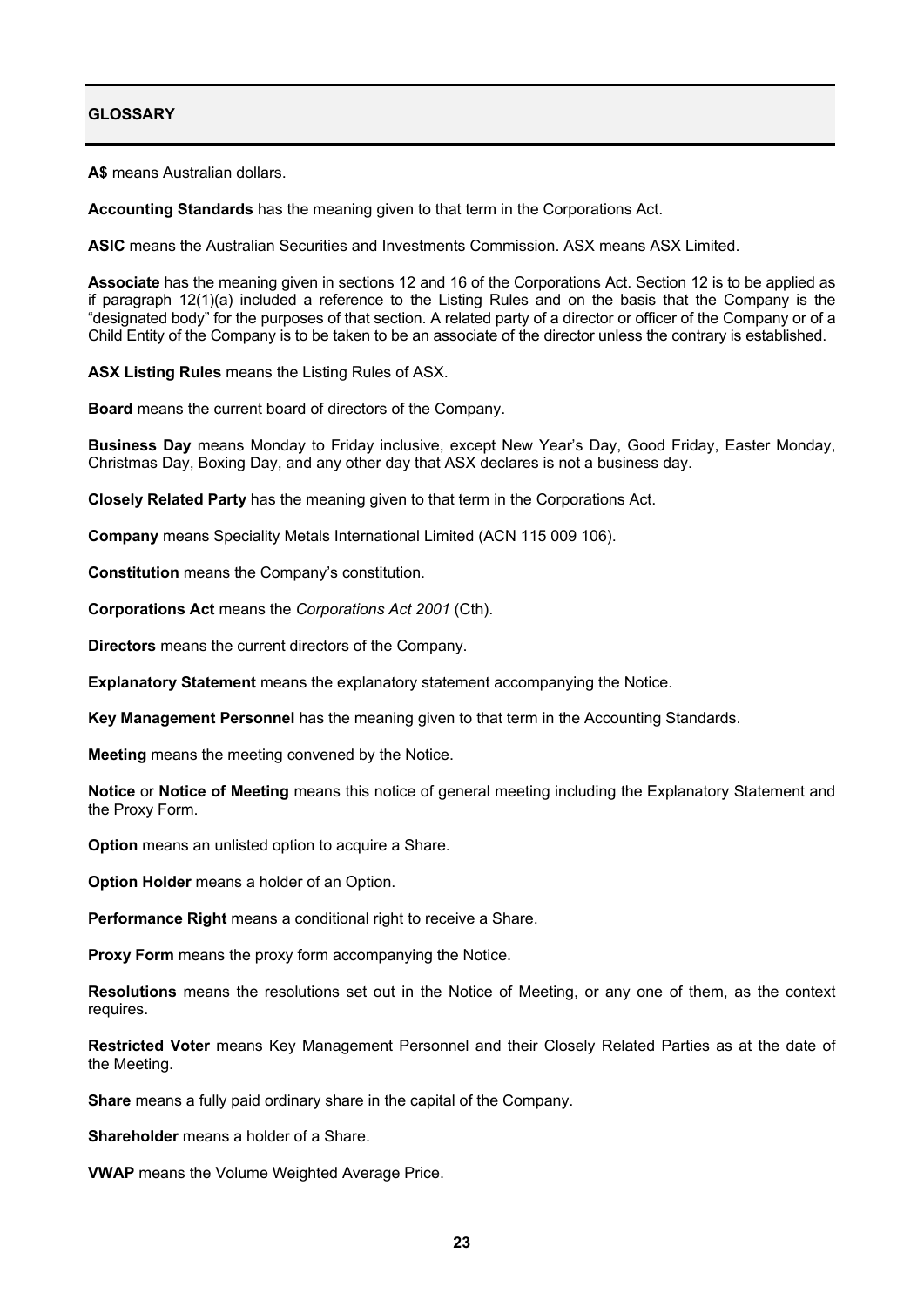## GLOSSARY

**A$** means Australian dollars.

**Accounting Standards** has the meaning given to that term in the Corporations Act.

**ASIC** means the Australian Securities and Investments Commission. ASX means ASX Limited.

**Associate** has the meaning given in sections 12 and 16 of the Corporations Act. Section 12 is to be applied as if paragraph 12(1)(a) included a reference to the Listing Rules and on the basis that the Company is the "designated body" for the purposes of that section. A related party of a director or officer of the Company or of a Child Entity of the Company is to be taken to be an associate of the director unless the contrary is established.

**ASX Listing Rules** means the Listing Rules of ASX.

**Board** means the current board of directors of the Company.

**Business Day** means Monday to Friday inclusive, except New Year's Day, Good Friday, Easter Monday, Christmas Day, Boxing Day, and any other day that ASX declares is not a business day.

**Closely Related Party** has the meaning given to that term in the Corporations Act.

**Company** means Speciality Metals International Limited (ACN 115 009 106).

**Constitution** means the Company's constitution.

**Corporations Act** means the *Corporations Act 2001* (Cth).

**Directors** means the current directors of the Company.

**Explanatory Statement** means the explanatory statement accompanying the Notice.

**Key Management Personnel** has the meaning given to that term in the Accounting Standards.

**Meeting** means the meeting convened by the Notice.

**Notice** or **Notice of Meeting** means this notice of general meeting including the Explanatory Statement and the Proxy Form.

**Option** means an unlisted option to acquire a Share.

**Option Holder** means a holder of an Option.

**Performance Right** means a conditional right to receive a Share.

**Proxy Form** means the proxy form accompanying the Notice.

**Resolutions** means the resolutions set out in the Notice of Meeting, or any one of them, as the context requires.

**Restricted Voter** means Key Management Personnel and their Closely Related Parties as at the date of the Meeting.

**Share** means a fully paid ordinary share in the capital of the Company.

**Shareholder** means a holder of a Share.

**VWAP** means the Volume Weighted Average Price.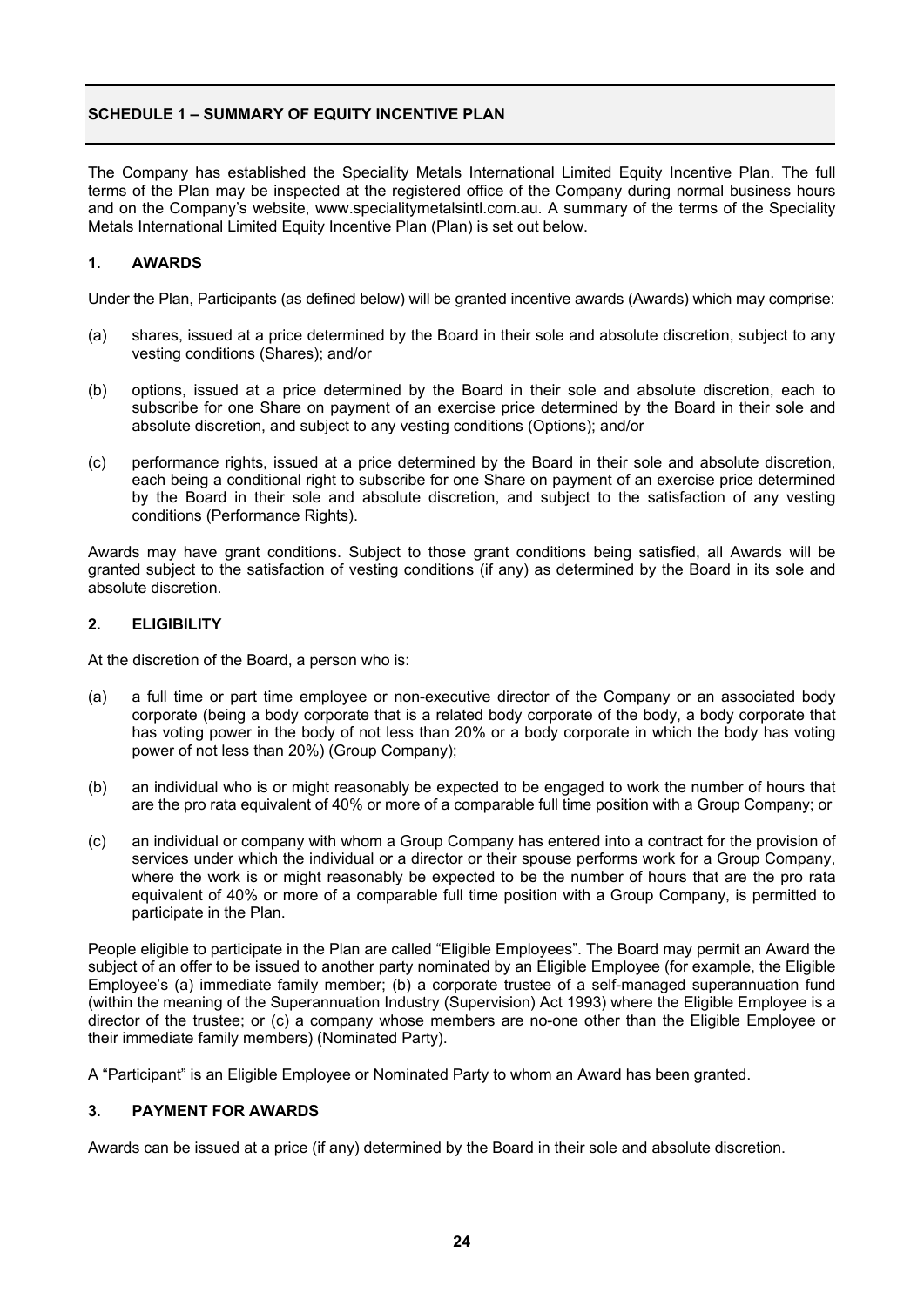## SCHEDULE 1 – SUMMARY OF EQUITY INCENTIVE PLAN

The Company has established the Speciality Metals International Limited Equity Incentive Plan. The full terms of the Plan may be inspected at the registered office of the Company during normal business hours and on the Company's website, www.specialitymetalsintl.com.au. A summary of the terms of the Speciality Metals International Limited Equity Incentive Plan (Plan) is set out below.

### 1. AWARDS

Under the Plan, Participants (as defined below) will be granted incentive awards (Awards) which may comprise:

(a) shares, issued at a price determined by the Board in their sole and absolute discretion, subject to any vesting conditions (Shares); and/or

(b) options, issued at a price determined by the Board in their sole and absolute discretion, each to subscribe for one Share on payment of an exercise price determined by the Board in their sole and absolute discretion, and subject to any vesting conditions (Options); and/or

(c) performance rights, issued at a price determined by the Board in their sole and absolute discretion, each being a conditional right to subscribe for one Share on payment of an exercise price determined by the Board in their sole and absolute discretion, and subject to the satisfaction of any vesting conditions (Performance Rights).

Awards may have grant conditions. Subject to those grant conditions being satisfied, all Awards will be granted subject to the satisfaction of vesting conditions (if any) as determined by the Board in its sole and absolute discretion.

### 2. ELIGIBILITY

At the discretion of the Board, a person who is:

(a) a full time or part time employee or non-executive director of the Company or an associated body corporate (being a body corporate that is a related body corporate of the body, a body corporate that has voting power in the body of not less than 20% or a body corporate in which the body has voting power of not less than 20%) (Group Company);

(b) an individual who is or might reasonably be expected to be engaged to work the number of hours that are the pro rata equivalent of 40% or more of a comparable full time position with a Group Company; or

(c) an individual or company with whom a Group Company has entered into a contract for the provision of services under which the individual or a director or their spouse performs work for a Group Company, where the work is or might reasonably be expected to be the number of hours that are the pro rata equivalent of 40% or more of a comparable full time position with a Group Company, is permitted to participate in the Plan.

People eligible to participate in the Plan are called "Eligible Employees". The Board may permit an Award the subject of an offer to be issued to another party nominated by an Eligible Employee (for example, the Eligible Employee's (a) immediate family member; (b) a corporate trustee of a self-managed superannuation fund (within the meaning of the Superannuation Industry (Supervision) Act 1993) where the Eligible Employee is a director of the trustee; or (c) a company whose members are no-one other than the Eligible Employee or their immediate family members) (Nominated Party).

A "Participant" is an Eligible Employee or Nominated Party to whom an Award has been granted.

### 3. PAYMENT FOR AWARDS

Awards can be issued at a price (if any) determined by the Board in their sole and absolute discretion.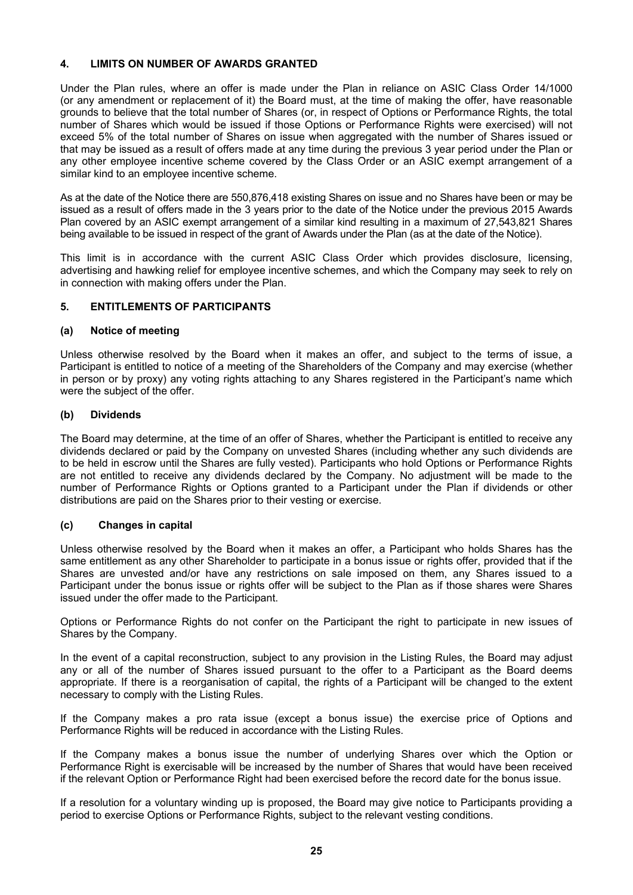## 4. LIMITS ON NUMBER OF AWARDS GRANTED

Under the Plan rules, where an offer is made under the Plan in reliance on ASIC Class Order 14/1000 (or any amendment or replacement of it) the Board must, at the time of making the offer, have reasonable grounds to believe that the total number of Shares (or, in respect of Options or Performance Rights, the total number of Shares which would be issued if those Options or Performance Rights were exercised) will not exceed 5% of the total number of Shares on issue when aggregated with the number of Shares issued or that may be issued as a result of offers made at any time during the previous 3 year period under the Plan or any other employee incentive scheme covered by the Class Order or an ASIC exempt arrangement of a similar kind to an employee incentive scheme.

As at the date of the Notice there are 550,876,418 existing Shares on issue and no Shares have been or may be issued as a result of offers made in the 3 years prior to the date of the Notice under the previous 2015 Awards Plan covered by an ASIC exempt arrangement of a similar kind resulting in a maximum of 27,543,821 Shares being available to be issued in respect of the grant of Awards under the Plan (as at the date of the Notice).

This limit is in accordance with the current ASIC Class Order which provides disclosure, licensing, advertising and hawking relief for employee incentive schemes, and which the Company may seek to rely on in connection with making offers under the Plan.

## 5. ENTITLEMENTS OF PARTICIPANTS

### (a) Notice of meeting

Unless otherwise resolved by the Board when it makes an offer, and subject to the terms of issue, a Participant is entitled to notice of a meeting of the Shareholders of the Company and may exercise (whether in person or by proxy) any voting rights attaching to any Shares registered in the Participant's name which were the subject of the offer.

### (b) Dividends

The Board may determine, at the time of an offer of Shares, whether the Participant is entitled to receive any dividends declared or paid by the Company on unvested Shares (including whether any such dividends are to be held in escrow until the Shares are fully vested). Participants who hold Options or Performance Rights are not entitled to receive any dividends declared by the Company. No adjustment will be made to the number of Performance Rights or Options granted to a Participant under the Plan if dividends or other distributions are paid on the Shares prior to their vesting or exercise.

### (c) Changes in capital

Unless otherwise resolved by the Board when it makes an offer, a Participant who holds Shares has the same entitlement as any other Shareholder to participate in a bonus issue or rights offer, provided that if the Shares are unvested and/or have any restrictions on sale imposed on them, any Shares issued to a Participant under the bonus issue or rights offer will be subject to the Plan as if those shares were Shares issued under the offer made to the Participant.

Options or Performance Rights do not confer on the Participant the right to participate in new issues of Shares by the Company.

In the event of a capital reconstruction, subject to any provision in the Listing Rules, the Board may adjust any or all of the number of Shares issued pursuant to the offer to a Participant as the Board deems appropriate. If there is a reorganisation of capital, the rights of a Participant will be changed to the extent necessary to comply with the Listing Rules.

If the Company makes a pro rata issue (except a bonus issue) the exercise price of Options and Performance Rights will be reduced in accordance with the Listing Rules.

If the Company makes a bonus issue the number of underlying Shares over which the Option or Performance Right is exercisable will be increased by the number of Shares that would have been received if the relevant Option or Performance Right had been exercised before the record date for the bonus issue.

If a resolution for a voluntary winding up is proposed, the Board may give notice to Participants providing a period to exercise Options or Performance Rights, subject to the relevant vesting conditions.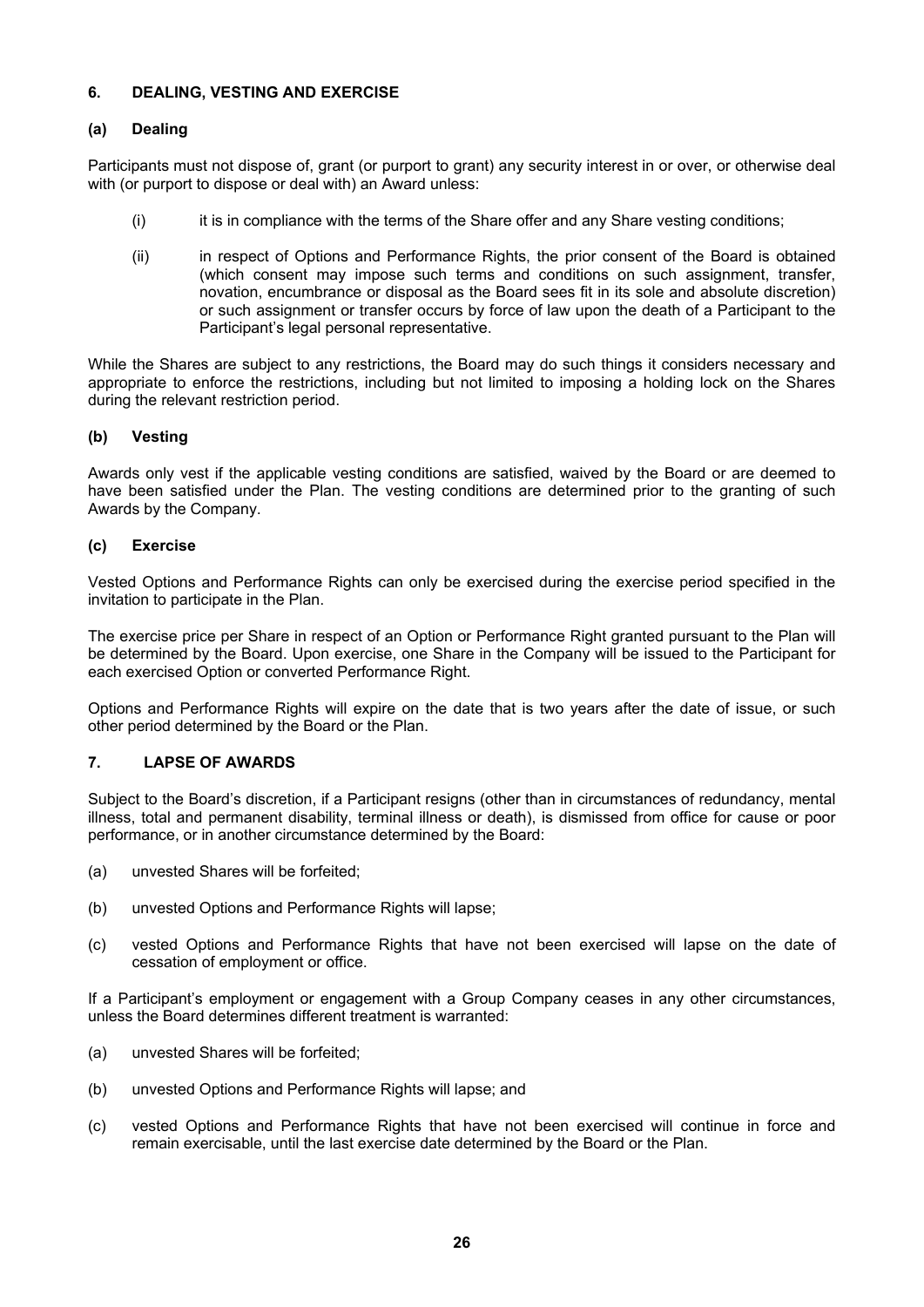## 6. DEALING, VESTING AND EXERCISE

### (a) Dealing

Participants must not dispose of, grant (or purport to grant) any security interest in or over, or otherwise deal with (or purport to dispose or deal with) an Award unless:

(i) it is in compliance with the terms of the Share offer and any Share vesting conditions;

(ii) in respect of Options and Performance Rights, the prior consent of the Board is obtained (which consent may impose such terms and conditions on such assignment, transfer, novation, encumbrance or disposal as the Board sees fit in its sole and absolute discretion) or such assignment or transfer occurs by force of law upon the death of a Participant to the Participant's legal personal representative.

While the Shares are subject to any restrictions, the Board may do such things it considers necessary and appropriate to enforce the restrictions, including but not limited to imposing a holding lock on the Shares during the relevant restriction period.

### (b) Vesting

Awards only vest if the applicable vesting conditions are satisfied, waived by the Board or are deemed to have been satisfied under the Plan. The vesting conditions are determined prior to the granting of such Awards by the Company.

### (c) Exercise

Vested Options and Performance Rights can only be exercised during the exercise period specified in the invitation to participate in the Plan.

The exercise price per Share in respect of an Option or Performance Right granted pursuant to the Plan will be determined by the Board. Upon exercise, one Share in the Company will be issued to the Participant for each exercised Option or converted Performance Right.

Options and Performance Rights will expire on the date that is two years after the date of issue, or such other period determined by the Board or the Plan.

## 7. LAPSE OF AWARDS

Subject to the Board's discretion, if a Participant resigns (other than in circumstances of redundancy, mental illness, total and permanent disability, terminal illness or death), is dismissed from office for cause or poor performance, or in another circumstance determined by the Board:

(a) unvested Shares will be forfeited;

(b) unvested Options and Performance Rights will lapse;

(c) vested Options and Performance Rights that have not been exercised will lapse on the date of cessation of employment or office.

If a Participant's employment or engagement with a Group Company ceases in any other circumstances, unless the Board determines different treatment is warranted:

(a) unvested Shares will be forfeited;

(b) unvested Options and Performance Rights will lapse; and

(c) vested Options and Performance Rights that have not been exercised will continue in force and remain exercisable, until the last exercise date determined by the Board or the Plan.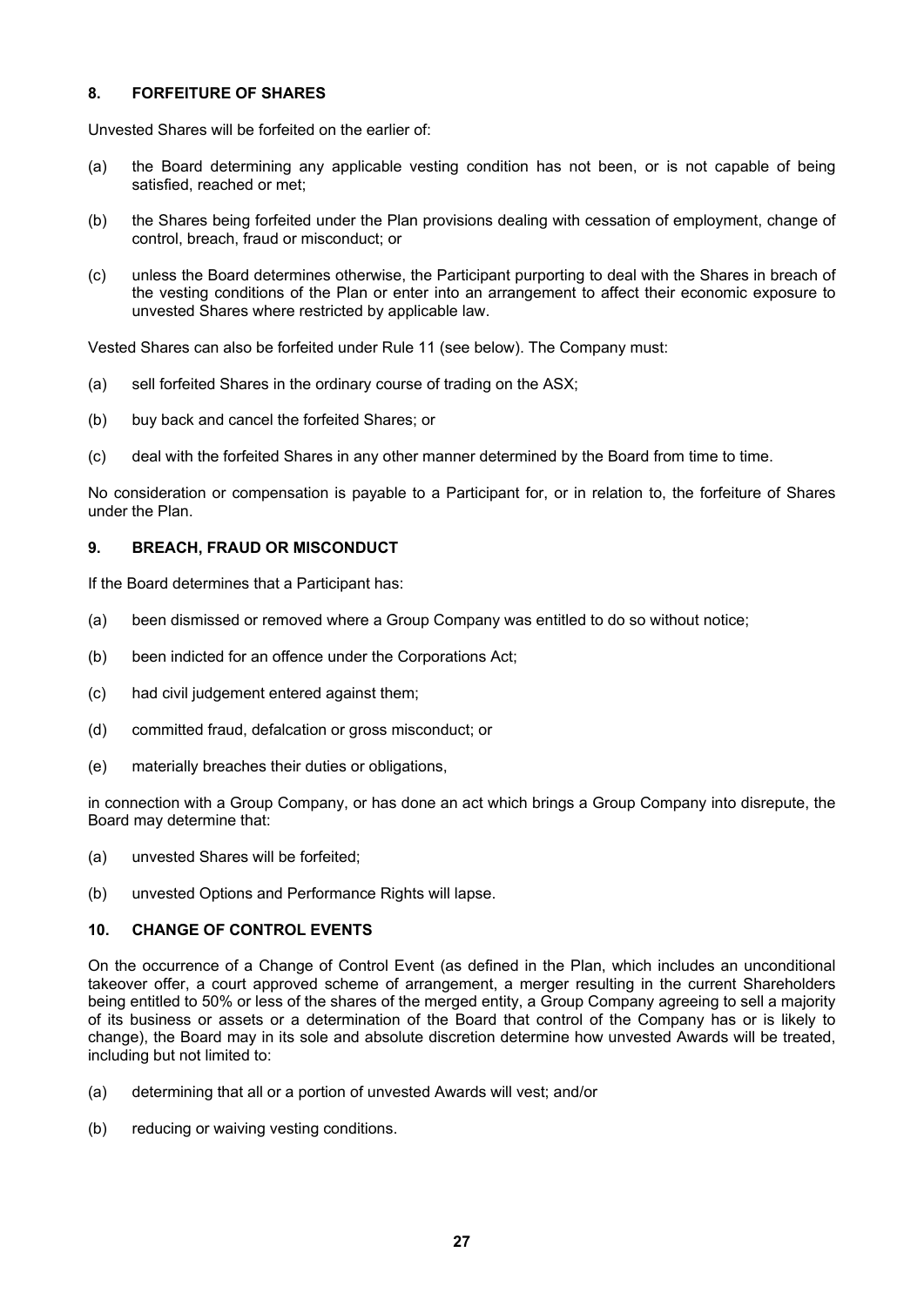## 8. FORFEITURE OF SHARES

Unvested Shares will be forfeited on the earlier of:

(a) the Board determining any applicable vesting condition has not been, or is not capable of being satisfied, reached or met;

(b) the Shares being forfeited under the Plan provisions dealing with cessation of employment, change of control, breach, fraud or misconduct; or

(c) unless the Board determines otherwise, the Participant purporting to deal with the Shares in breach of the vesting conditions of the Plan or enter into an arrangement to affect their economic exposure to unvested Shares where restricted by applicable law.

Vested Shares can also be forfeited under Rule 11 (see below). The Company must:

(a) sell forfeited Shares in the ordinary course of trading on the ASX;

(b) buy back and cancel the forfeited Shares; or

(c) deal with the forfeited Shares in any other manner determined by the Board from time to time.

No consideration or compensation is payable to a Participant for, or in relation to, the forfeiture of Shares under the Plan.

## 9. BREACH, FRAUD OR MISCONDUCT

If the Board determines that a Participant has:

(a) been dismissed or removed where a Group Company was entitled to do so without notice;

(b) been indicted for an offence under the Corporations Act;

(c) had civil judgement entered against them;

(d) committed fraud, defalcation or gross misconduct; or

(e) materially breaches their duties or obligations,

in connection with a Group Company, or has done an act which brings a Group Company into disrepute, the Board may determine that:

(a) unvested Shares will be forfeited;

(b) unvested Options and Performance Rights will lapse.

## 10. CHANGE OF CONTROL EVENTS

On the occurrence of a Change of Control Event (as defined in the Plan, which includes an unconditional takeover offer, a court approved scheme of arrangement, a merger resulting in the current Shareholders being entitled to 50% or less of the shares of the merged entity, a Group Company agreeing to sell a majority of its business or assets or a determination of the Board that control of the Company has or is likely to change), the Board may in its sole and absolute discretion determine how unvested Awards will be treated, including but not limited to:

(a) determining that all or a portion of unvested Awards will vest; and/or

(b) reducing or waiving vesting conditions.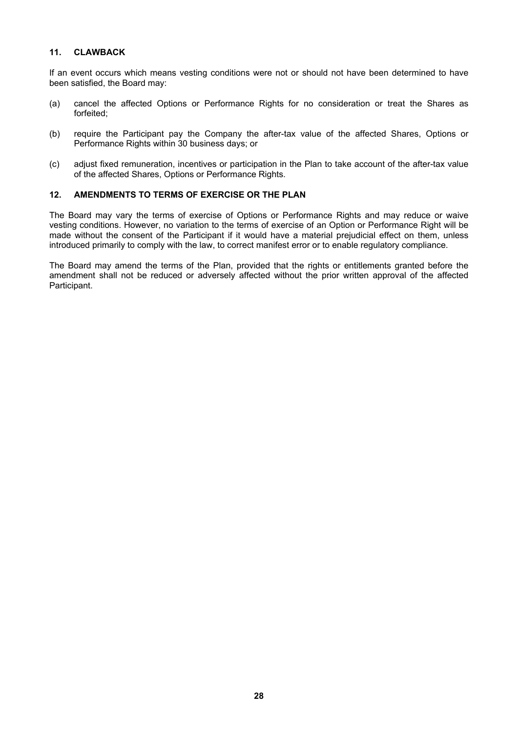## 11. CLAWBACK

If an event occurs which means vesting conditions were not or should not have been determined to have been satisfied, the Board may:

(a) cancel the affected Options or Performance Rights for no consideration or treat the Shares as forfeited;

(b) require the Participant pay the Company the after-tax value of the affected Shares, Options or Performance Rights within 30 business days; or

(c) adjust fixed remuneration, incentives or participation in the Plan to take account of the after-tax value of the affected Shares, Options or Performance Rights.

## 12. AMENDMENTS TO TERMS OF EXERCISE OR THE PLAN

The Board may vary the terms of exercise of Options or Performance Rights and may reduce or waive vesting conditions. However, no variation to the terms of exercise of an Option or Performance Right will be made without the consent of the Participant if it would have a material prejudicial effect on them, unless introduced primarily to comply with the law, to correct manifest error or to enable regulatory compliance.

The Board may amend the terms of the Plan, provided that the rights or entitlements granted before the amendment shall not be reduced or adversely affected without the prior written approval of the affected Participant.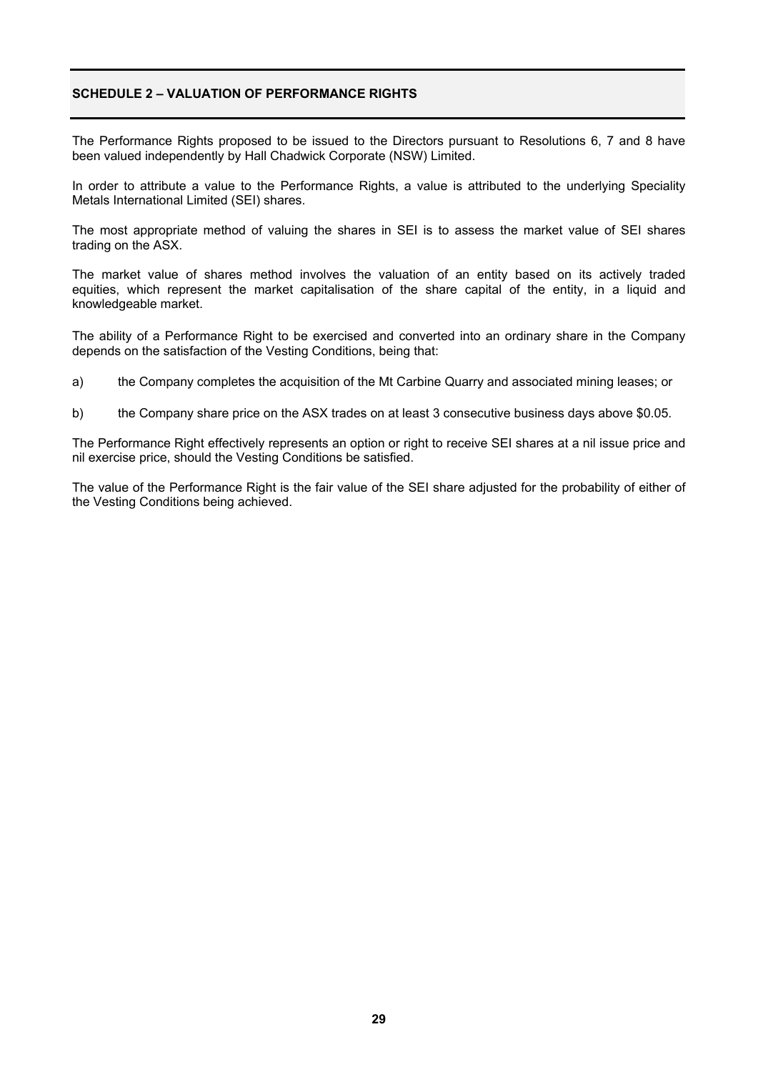## SCHEDULE 2 – VALUATION OF PERFORMANCE RIGHTS

The Performance Rights proposed to be issued to the Directors pursuant to Resolutions 6, 7 and 8 have been valued independently by Hall Chadwick Corporate (NSW) Limited.

In order to attribute a value to the Performance Rights, a value is attributed to the underlying Speciality Metals International Limited (SEI) shares.

The most appropriate method of valuing the shares in SEI is to assess the market value of SEI shares trading on the ASX.

The market value of shares method involves the valuation of an entity based on its actively traded equities, which represent the market capitalisation of the share capital of the entity, in a liquid and knowledgeable market.

The ability of a Performance Right to be exercised and converted into an ordinary share in the Company depends on the satisfaction of the Vesting Conditions, being that:

a) the Company completes the acquisition of the Mt Carbine Quarry and associated mining leases; or

b) the Company share price on the ASX trades on at least 3 consecutive business days above $0.05.

The Performance Right effectively represents an option or right to receive SEI shares at a nil issue price and nil exercise price, should the Vesting Conditions be satisfied.

The value of the Performance Right is the fair value of the SEI share adjusted for the probability of either of the Vesting Conditions being achieved.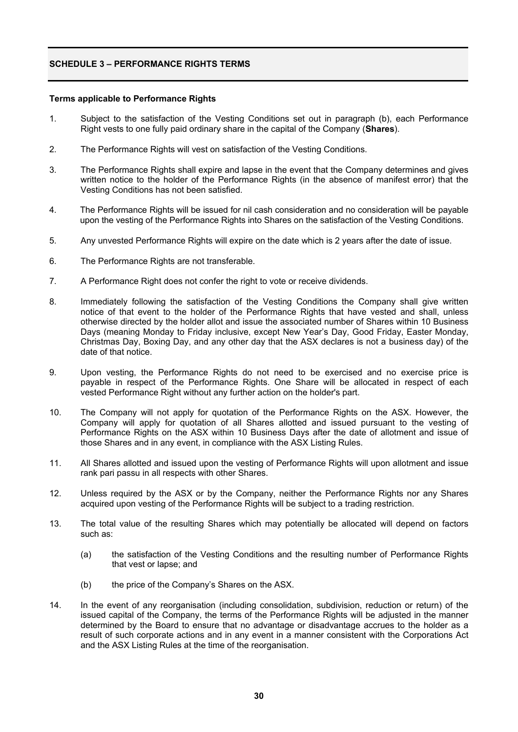## SCHEDULE 3 – PERFORMANCE RIGHTS TERMS

**Terms applicable to Performance Rights**

1. Subject to the satisfaction of the Vesting Conditions set out in paragraph (b), each Performance Right vests to one fully paid ordinary share in the capital of the Company (**Shares**).

2. The Performance Rights will vest on satisfaction of the Vesting Conditions.

3. The Performance Rights shall expire and lapse in the event that the Company determines and gives written notice to the holder of the Performance Rights (in the absence of manifest error) that the Vesting Conditions has not been satisfied.

4. The Performance Rights will be issued for nil cash consideration and no consideration will be payable upon the vesting of the Performance Rights into Shares on the satisfaction of the Vesting Conditions.

5. Any unvested Performance Rights will expire on the date which is 2 years after the date of issue.

6. The Performance Rights are not transferable.

7. A Performance Right does not confer the right to vote or receive dividends.

8. Immediately following the satisfaction of the Vesting Conditions the Company shall give written notice of that event to the holder of the Performance Rights that have vested and shall, unless otherwise directed by the holder allot and issue the associated number of Shares within 10 Business Days (meaning Monday to Friday inclusive, except New Year's Day, Good Friday, Easter Monday, Christmas Day, Boxing Day, and any other day that the ASX declares is not a business day) of the date of that notice.

9. Upon vesting, the Performance Rights do not need to be exercised and no exercise price is payable in respect of the Performance Rights. One Share will be allocated in respect of each vested Performance Right without any further action on the holder's part.

10. The Company will not apply for quotation of the Performance Rights on the ASX. However, the Company will apply for quotation of all Shares allotted and issued pursuant to the vesting of Performance Rights on the ASX within 10 Business Days after the date of allotment and issue of those Shares and in any event, in compliance with the ASX Listing Rules.

11. All Shares allotted and issued upon the vesting of Performance Rights will upon allotment and issue rank pari passu in all respects with other Shares.

12. Unless required by the ASX or by the Company, neither the Performance Rights nor any Shares acquired upon vesting of the Performance Rights will be subject to a trading restriction.

13. The total value of the resulting Shares which may potentially be allocated will depend on factors such as:

    (a) the satisfaction of the Vesting Conditions and the resulting number of Performance Rights that vest or lapse; and

    (b) the price of the Company's Shares on the ASX.

14. In the event of any reorganisation (including consolidation, subdivision, reduction or return) of the issued capital of the Company, the terms of the Performance Rights will be adjusted in the manner determined by the Board to ensure that no advantage or disadvantage accrues to the holder as a result of such corporate actions and in any event in a manner consistent with the Corporations Act and the ASX Listing Rules at the time of the reorganisation.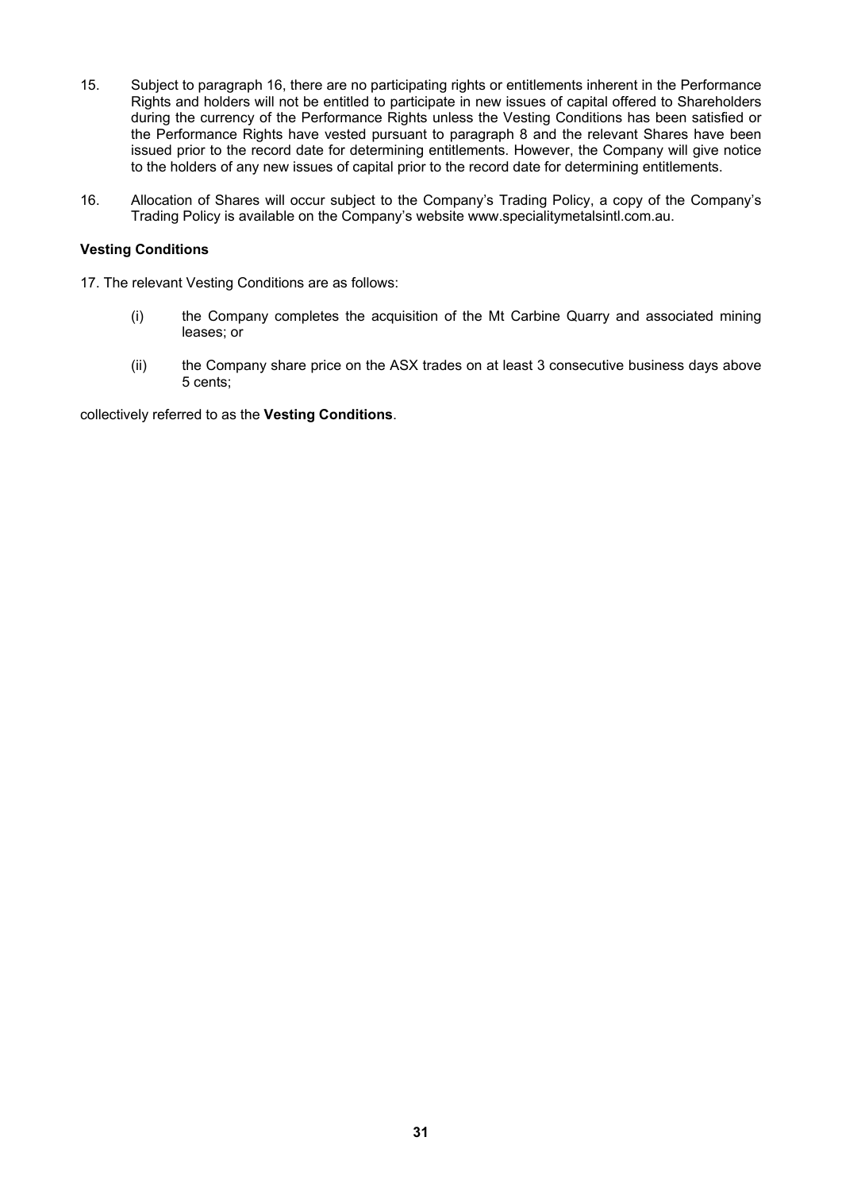15. Subject to paragraph 16, there are no participating rights or entitlements inherent in the Performance Rights and holders will not be entitled to participate in new issues of capital offered to Shareholders during the currency of the Performance Rights unless the Vesting Conditions has been satisfied or the Performance Rights have vested pursuant to paragraph 8 and the relevant Shares have been issued prior to the record date for determining entitlements. However, the Company will give notice to the holders of any new issues of capital prior to the record date for determining entitlements.

16. Allocation of Shares will occur subject to the Company's Trading Policy, a copy of the Company's Trading Policy is available on the Company's website www.specialitymetalsintl.com.au.

**Vesting Conditions**

17. The relevant Vesting Conditions are as follows:

    (i) the Company completes the acquisition of the Mt Carbine Quarry and associated mining leases; or

    (ii) the Company share price on the ASX trades on at least 3 consecutive business days above 5 cents;

collectively referred to as the **Vesting Conditions**.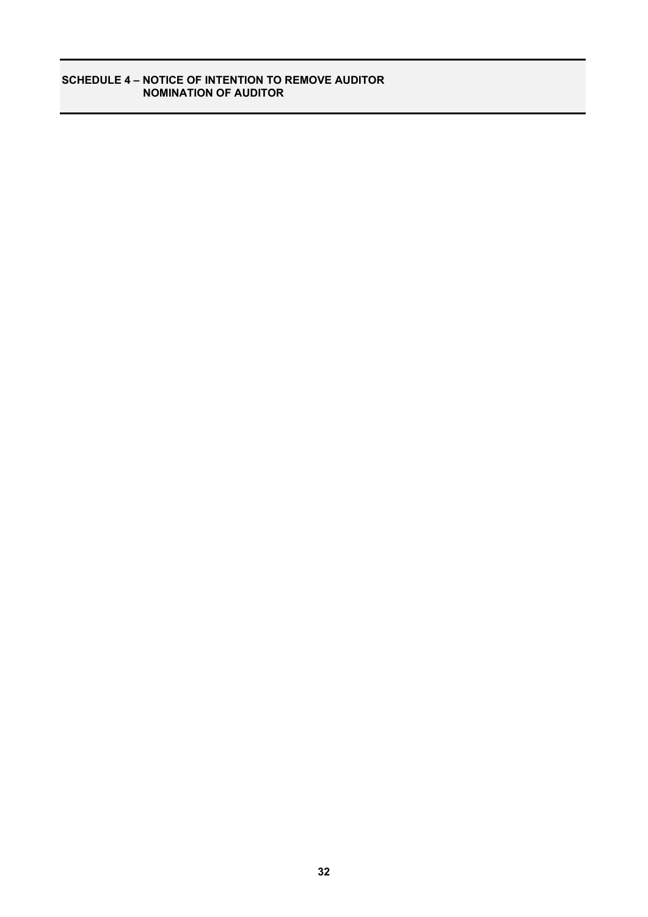## SCHEDULE 4 – NOTICE OF INTENTION TO REMOVE AUDITOR NOMINATION OF AUDITOR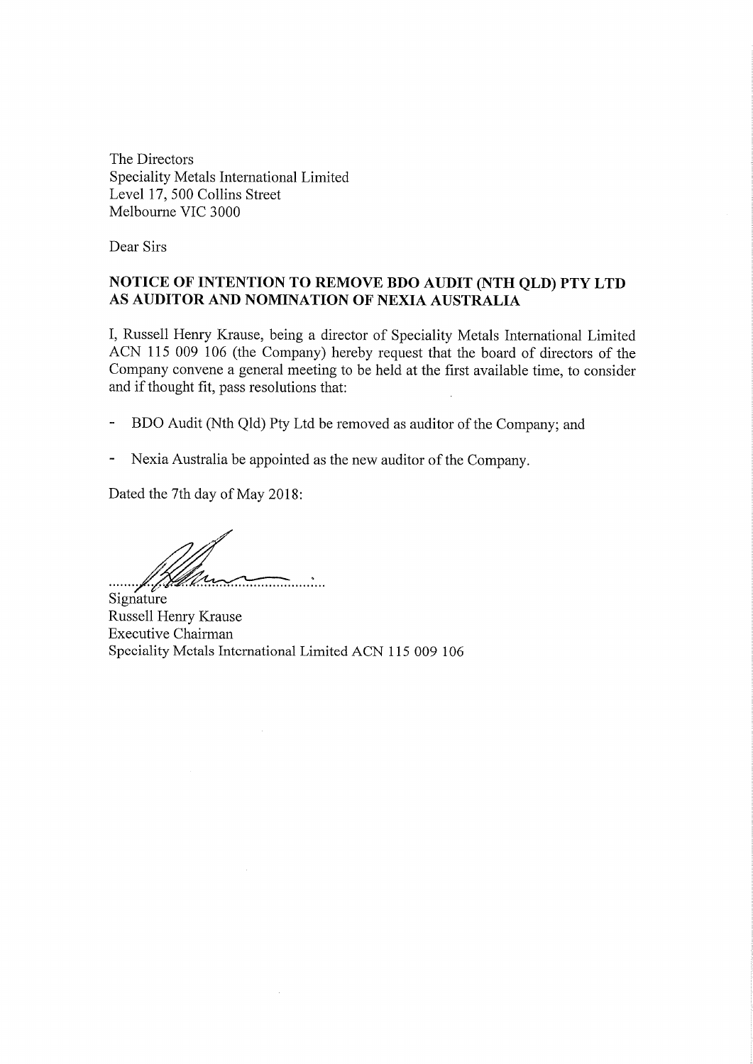The Directors
Speciality Metals International Limited
Level 17, 500 Collins Street
Melbourne VIC 3000

Dear Sirs

**NOTICE OF INTENTION TO REMOVE BDO AUDIT (NTH QLD) PTY LTD AS AUDITOR AND NOMINATION OF NEXIA AUSTRALIA**

I, Russell Henry Krause, being a director of Speciality Metals International Limited ACN 115 009 106 (the Company) hereby request that the board of directors of the Company convene a general meeting to be held at the first available time, to consider and if thought fit, pass resolutions that:

- BDO Audit (Nth Qld) Pty Ltd be removed as auditor of the Company; and
- Nexia Australia be appointed as the new auditor of the Company.

Dated the 7th day of May 2018:

..............................................
Signature
Russell Henry Krause
Executive Chairman
Speciality Metals International Limited ACN 115 009 106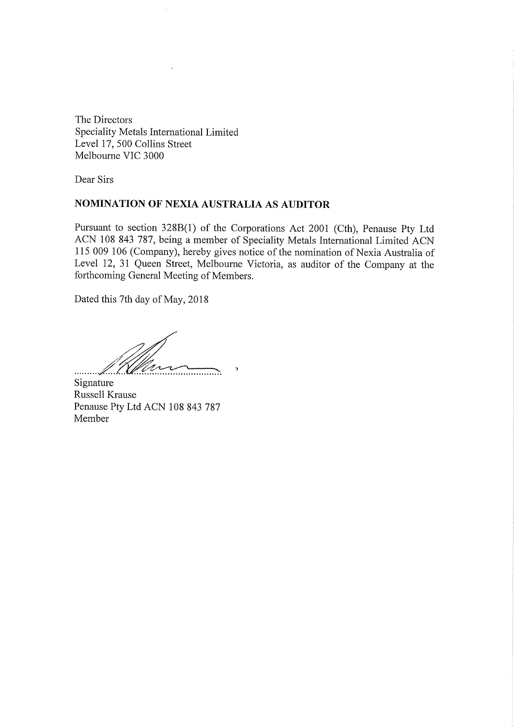The Directors
Speciality Metals International Limited
Level 17, 500 Collins Street
Melbourne VIC 3000

Dear Sirs

**NOMINATION OF NEXIA AUSTRALIA AS AUDITOR**

Pursuant to section 328B(1) of the Corporations Act 2001 (Cth), Penause Pty Ltd ACN 108 843 787, being a member of Speciality Metals International Limited ACN 115 009 106 (Company), hereby gives notice of the nomination of Nexia Australia of Level 12, 31 Queen Street, Melbourne Victoria, as auditor of the Company at the forthcoming General Meeting of Members.

Dated this 7th day of May, 2018

..............................................

Signature
Russell Krause
Penause Pty Ltd ACN 108 843 787
Member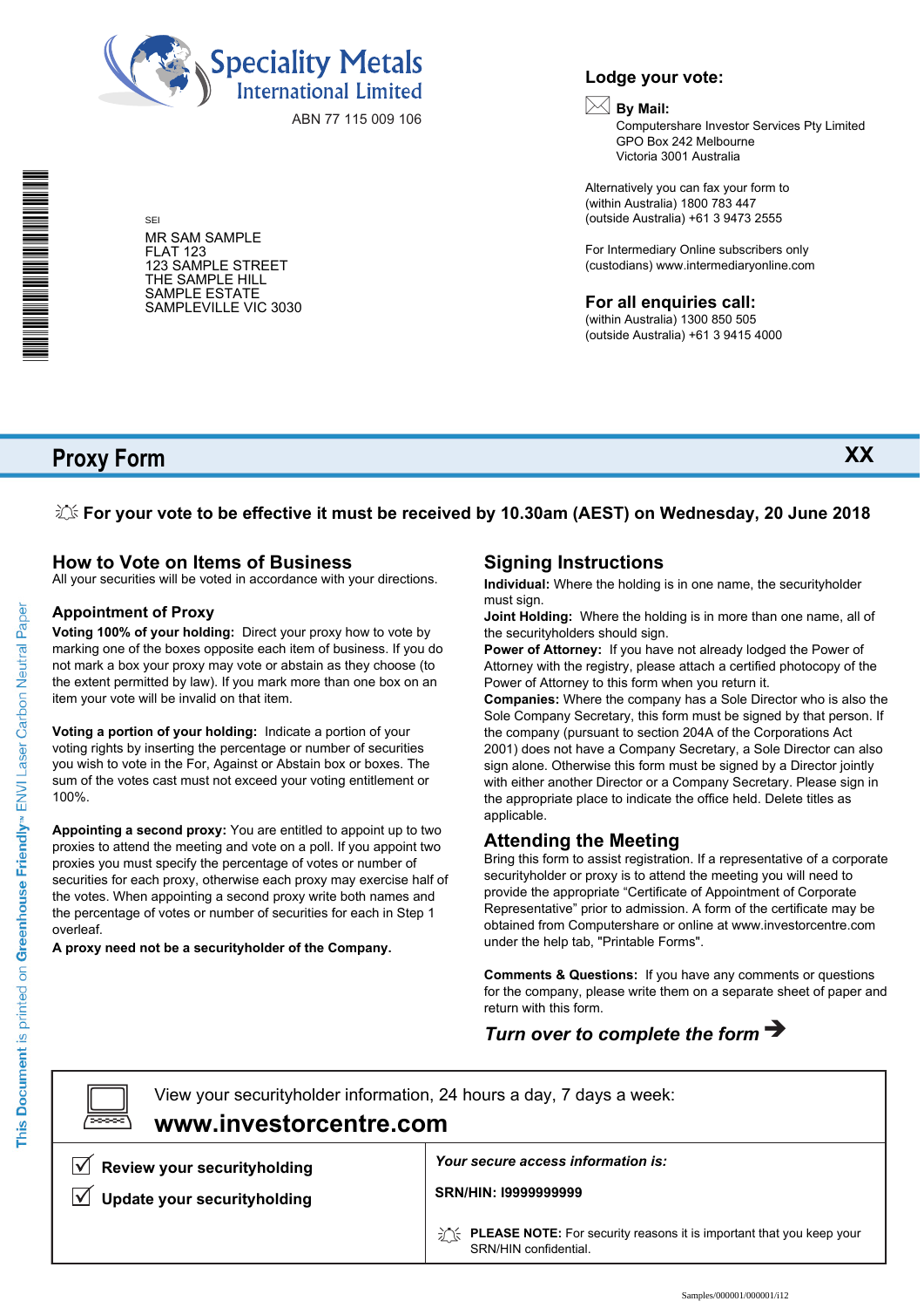**Speciality Metals International Limited**

ABN 77 115 009 106

SEI

MR SAM SAMPLE
FLAT 123
123 SAMPLE STREET
THE SAMPLE HILL
SAMPLE ESTATE
SAMPLEVILLE VIC 3030

## Lodge your vote:

**By Mail:**
Computershare Investor Services Pty Limited
GPO Box 242 Melbourne
Victoria 3001 Australia

Alternatively you can fax your form to
(within Australia) 1800 783 447
(outside Australia) +61 3 9473 2555

For Intermediary Online subscribers only
(custodians) www.intermediaryonline.com

## For all enquiries call:

(within Australia) 1300 850 505
(outside Australia) +61 3 9415 4000

# Proxy Form

XX

**For your vote to be effective it must be received by 10.30am (AEST) on Wednesday, 20 June 2018**

## How to Vote on Items of Business

All your securities will be voted in accordance with your directions.

### Appointment of Proxy

**Voting 100% of your holding:** Direct your proxy how to vote by marking one of the boxes opposite each item of business. If you do not mark a box your proxy may vote or abstain as they choose (to the extent permitted by law). If you mark more than one box on an item your vote will be invalid on that item.

**Voting a portion of your holding:** Indicate a portion of your voting rights by inserting the percentage or number of securities you wish to vote in the For, Against or Abstain box or boxes. The sum of the votes cast must not exceed your voting entitlement or 100%.

**Appointing a second proxy:** You are entitled to appoint up to two proxies to attend the meeting and vote on a poll. If you appoint two proxies you must specify the percentage of votes or number of securities for each proxy, otherwise each proxy may exercise half of the votes. When appointing a second proxy write both names and the percentage of votes or number of securities for each in Step 1 overleaf.

**A proxy need not be a securityholder of the Company.**

## Signing Instructions

**Individual:** Where the holding is in one name, the securityholder must sign.

**Joint Holding:** Where the holding is in more than one name, all of the securityholders should sign.

**Power of Attorney:** If you have not already lodged the Power of Attorney with the registry, please attach a certified photocopy of the Power of Attorney to this form when you return it.

**Companies:** Where the company has a Sole Director who is also the Sole Company Secretary, this form must be signed by that person. If the company (pursuant to section 204A of the Corporations Act 2001) does not have a Company Secretary, a Sole Director can also sign alone. Otherwise this form must be signed by a Director jointly with either another Director or a Company Secretary. Please sign in the appropriate place to indicate the office held. Delete titles as applicable.

## Attending the Meeting

Bring this form to assist registration. If a representative of a corporate securityholder or proxy is to attend the meeting you will need to provide the appropriate "Certificate of Appointment of Corporate Representative" prior to admission. A form of the certificate may be obtained from Computershare or online at www.investorcentre.com under the help tab, "Printable Forms".

**Comments & Questions:** If you have any comments or questions for the company, please write them on a separate sheet of paper and return with this form.

***Turn over to complete the form →***

View your securityholder information, 24 hours a day, 7 days a week:

**www.investorcentre.com**

- ☑ **Review your securityholding**
- ☑ **Update your securityholding**

***Your secure access information is:***

**SRN/HIN: I9999999999**

**PLEASE NOTE:** For security reasons it is important that you keep your SRN/HIN confidential.

This Document is printed on Greenhouse Friendly™ ENVI Laser Carbon Neutral Paper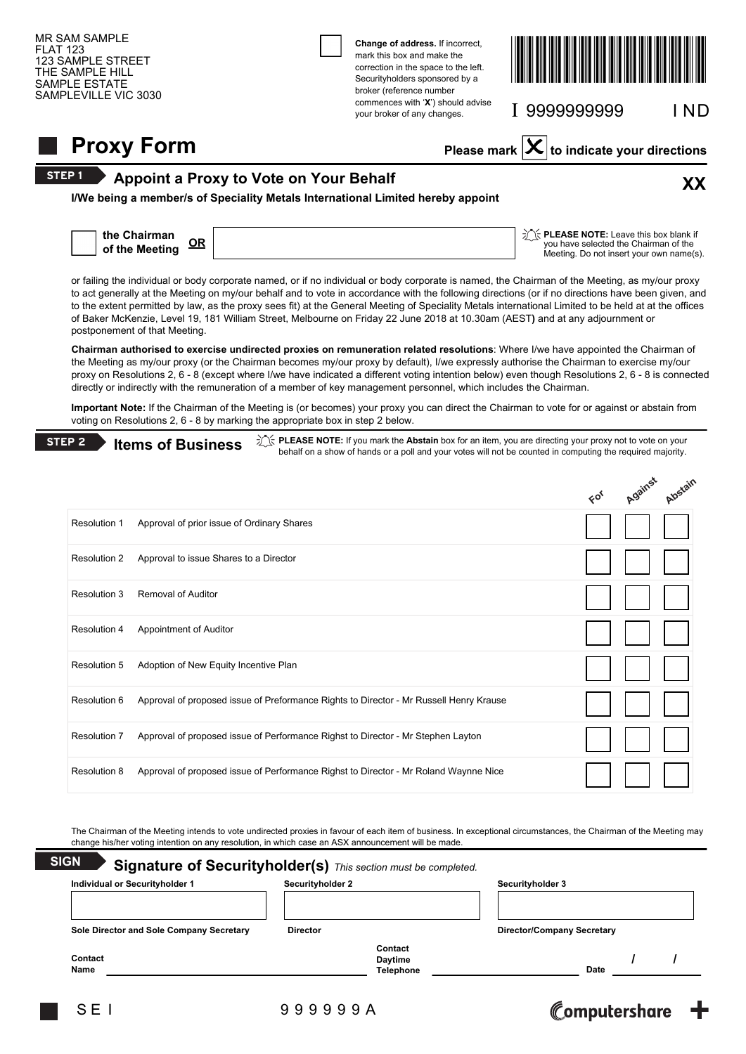MR SAM SAMPLE
FLAT 123
123 SAMPLE STREET
THE SAMPLE HILL
SAMPLE ESTATE
SAMPLEVILLE VIC 3030

**Change of address.** If incorrect, mark this box and make the correction in the space to the left. Securityholders sponsored by a broker (reference number commences with '**X**') should advise your broker of any changes.

I 9999999999 IND

# Proxy Form

**Please mark X to indicate your directions**

## STEP 1 Appoint a Proxy to Vote on Your Behalf

**XX**

**I/We being a member/s of Speciality Metals International Limited hereby appoint**

**the Chairman of the Meeting** **OR**

**PLEASE NOTE:** Leave this box blank if you have selected the Chairman of the Meeting. Do not insert your own name(s).

or failing the individual or body corporate named, or if no individual or body corporate is named, the Chairman of the Meeting, as my/our proxy to act generally at the Meeting on my/our behalf and to vote in accordance with the following directions (or if no directions have been given, and to the extent permitted by law, as the proxy sees fit) at the General Meeting of Speciality Metals international Limited to be held at at the offices of Baker McKenzie, Level 19, 181 William Street, Melbourne on Friday 22 June 2018 at 10.30am (AEST**)** and at any adjournment or postponement of that Meeting.

**Chairman authorised to exercise undirected proxies on remuneration related resolutions**: Where I/we have appointed the Chairman of the Meeting as my/our proxy (or the Chairman becomes my/our proxy by default), I/we expressly authorise the Chairman to exercise my/our proxy on Resolutions 2, 6 - 8 (except where I/we have indicated a different voting intention below) even though Resolutions 2, 6 - 8 is connected directly or indirectly with the remuneration of a member of key management personnel, which includes the Chairman.

**Important Note:** If the Chairman of the Meeting is (or becomes) your proxy you can direct the Chairman to vote for or against or abstain from voting on Resolutions 2, 6 - 8 by marking the appropriate box in step 2 below.

## STEP 2 Items of Business

**PLEASE NOTE:** If you mark the **Abstain** box for an item, you are directing your proxy not to vote on your behalf on a show of hands or a poll and your votes will not be counted in computing the required majority.

| | | For | Against | Abstain |
|---|---|---|---|---|
| Resolution 1 | Approval of prior issue of Ordinary Shares | | | |
| Resolution 2 | Approval to issue Shares to a Director | | | |
| Resolution 3 | Removal of Auditor | | | |
| Resolution 4 | Appointment of Auditor | | | |
| Resolution 5 | Adoption of New Equity Incentive Plan | | | |
| Resolution 6 | Approval of proposed issue of Preformance Rights to Director - Mr Russell Henry Krause | | | |
| Resolution 7 | Approval of proposed issue of Performance Righst to Director - Mr Stephen Layton | | | |
| Resolution 8 | Approval of proposed issue of Performance Righst to Director - Mr Roland Waynne Nice | | | |

The Chairman of the Meeting intends to vote undirected proxies in favour of each item of business. In exceptional circumstances, the Chairman of the Meeting may change his/her voting intention on any resolution, in which case an ASX announcement will be made.

## SIGN Signature of Securityholder(s) *This section must be completed.*

| Individual or Securityholder 1 | Securityholder 2 | Securityholder 3 |
|---|---|---|
| | | |
| Sole Director and Sole Company Secretary | Director | Director/Company Secretary |

Contact Name ____________ Contact Daytime Telephone ____________ Date ___ / ___ / ___

SEI 999999A

computershare